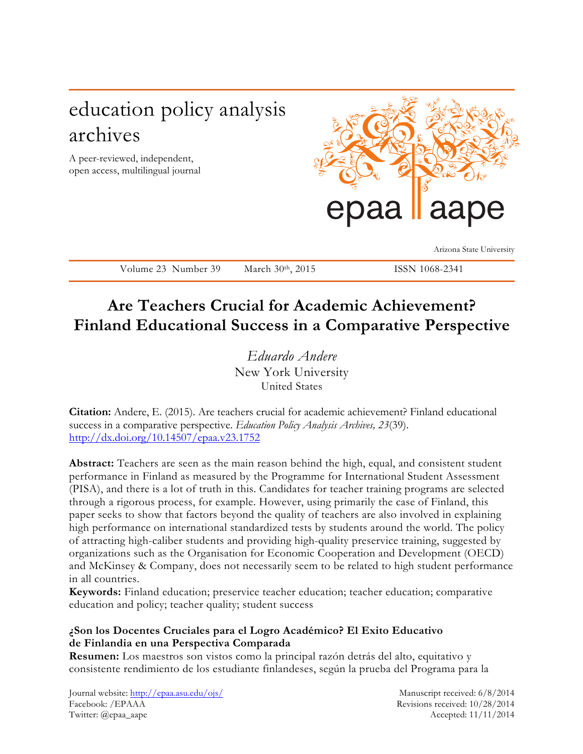# education policy analysis archives

A peer-reviewed, independent, open access, multilingual journal

epaa aape

Arizona State University

Volume 23 Number 39 March 30th, 2015 ISSN 1068-2341

# Are Teachers Crucial for Academic Achievement? Finland Educational Success in a Comparative Perspective

*Eduardo Andere*
New York University
United States

**Citation:** Andere, E. (2015). Are teachers crucial for academic achievement? Finland educational success in a comparative perspective. *Education Policy Analysis Archives, 23*(39). http://dx.doi.org/10.14507/epaa.v23.1752

**Abstract:** Teachers are seen as the main reason behind the high, equal, and consistent student performance in Finland as measured by the Programme for International Student Assessment (PISA), and there is a lot of truth in this. Candidates for teacher training programs are selected through a rigorous process, for example. However, using primarily the case of Finland, this paper seeks to show that factors beyond the quality of teachers are also involved in explaining high performance on international standardized tests by students around the world. The policy of attracting high-caliber students and providing high-quality preservice training, suggested by organizations such as the Organisation for Economic Cooperation and Development (OECD) and McKinsey & Company, does not necessarily seem to be related to high student performance in all countries.
**Keywords:** Finland education; preservice teacher education; teacher education; comparative education and policy; teacher quality; student success

**¿Son los Docentes Cruciales para el Logro Académico? El Exito Educativo de Finlandia en una Perspectiva Comparada**
**Resumen:** Los maestros son vistos como la principal razón detrás del alto, equitativo y consistente rendimiento de los estudiante finlandeses, según la prueba del Programa para la

Journal website: http://epaa.asu.edu/ojs/
Facebook: /EPAAA
Twitter: @epaa_aape

Manuscript received: 6/8/2014
Revisions received: 10/28/2014
Accepted: 11/11/2014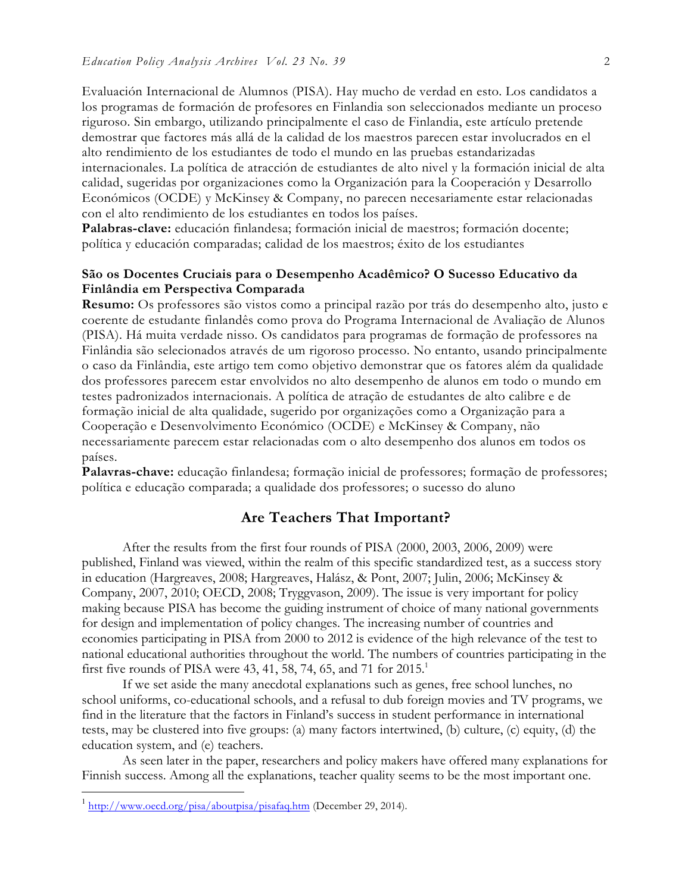Evaluación Internacional de Alumnos (PISA). Hay mucho de verdad en esto. Los candidatos a los programas de formación de profesores en Finlandia son seleccionados mediante un proceso riguroso. Sin embargo, utilizando principalmente el caso de Finlandia, este artículo pretende demostrar que factores más allá de la calidad de los maestros parecen estar involucrados en el alto rendimiento de los estudiantes de todo el mundo en las pruebas estandarizadas internacionales. La política de atracción de estudiantes de alto nivel y la formación inicial de alta calidad, sugeridas por organizaciones como la Organización para la Cooperación y Desarrollo Económicos (OCDE) y McKinsey & Company, no parecen necesariamente estar relacionadas con el alto rendimiento de los estudiantes en todos los países.

**Palabras-clave:** educación finlandesa; formación inicial de maestros; formación docente; política y educación comparadas; calidad de los maestros; éxito de los estudiantes

**São os Docentes Cruciais para o Desempenho Acadêmico? O Sucesso Educativo da Finlândia em Perspectiva Comparada**

**Resumo:** Os professores são vistos como a principal razão por trás do desempenho alto, justo e coerente de estudante finlandês como prova do Programa Internacional de Avaliação de Alunos (PISA). Há muita verdade nisso. Os candidatos para programas de formação de professores na Finlândia são selecionados através de um rigoroso processo. No entanto, usando principalmente o caso da Finlândia, este artigo tem como objetivo demonstrar que os fatores além da qualidade dos professores parecem estar envolvidos no alto desempenho de alunos em todo o mundo em testes padronizados internacionais. A política de atração de estudantes de alto calibre e de formação inicial de alta qualidade, sugerido por organizações como a Organização para a Cooperação e Desenvolvimento Económico (OCDE) e McKinsey & Company, não necessariamente parecem estar relacionadas com o alto desempenho dos alunos em todos os países.

**Palavras-chave:** educação finlandesa; formação inicial de professores; formação de professores; política e educação comparada; a qualidade dos professores; o sucesso do aluno

## Are Teachers That Important?

After the results from the first four rounds of PISA (2000, 2003, 2006, 2009) were published, Finland was viewed, within the realm of this specific standardized test, as a success story in education (Hargreaves, 2008; Hargreaves, Halász, & Pont, 2007; Julin, 2006; McKinsey & Company, 2007, 2010; OECD, 2008; Tryggvason, 2009). The issue is very important for policy making because PISA has become the guiding instrument of choice of many national governments for design and implementation of policy changes. The increasing number of countries and economies participating in PISA from 2000 to 2012 is evidence of the high relevance of the test to national educational authorities throughout the world. The numbers of countries participating in the first five rounds of PISA were 43, 41, 58, 74, 65, and 71 for 2015.[1]

If we set aside the many anecdotal explanations such as genes, free school lunches, no school uniforms, co-educational schools, and a refusal to dub foreign movies and TV programs, we find in the literature that the factors in Finland's success in student performance in international tests, may be clustered into five groups: (a) many factors intertwined, (b) culture, (c) equity, (d) the education system, and (e) teachers.

As seen later in the paper, researchers and policy makers have offered many explanations for Finnish success. Among all the explanations, teacher quality seems to be the most important one.

[1] http://www.oecd.org/pisa/aboutpisa/pisafaq.htm (December 29, 2014).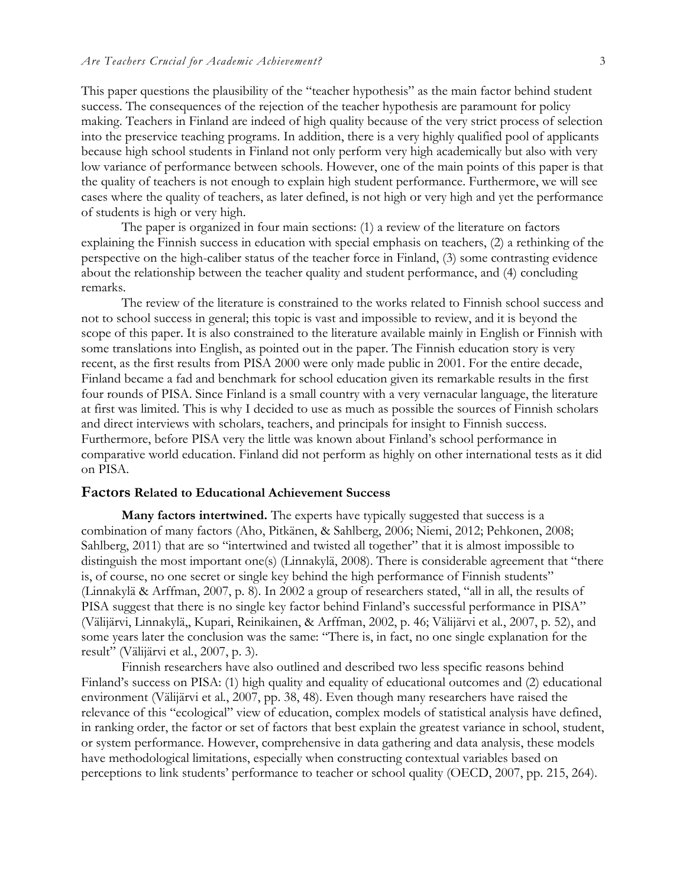This paper questions the plausibility of the "teacher hypothesis" as the main factor behind student success. The consequences of the rejection of the teacher hypothesis are paramount for policy making. Teachers in Finland are indeed of high quality because of the very strict process of selection into the preservice teaching programs. In addition, there is a very highly qualified pool of applicants because high school students in Finland not only perform very high academically but also with very low variance of performance between schools. However, one of the main points of this paper is that the quality of teachers is not enough to explain high student performance. Furthermore, we will see cases where the quality of teachers, as later defined, is not high or very high and yet the performance of students is high or very high.

The paper is organized in four main sections: (1) a review of the literature on factors explaining the Finnish success in education with special emphasis on teachers, (2) a rethinking of the perspective on the high-caliber status of the teacher force in Finland, (3) some contrasting evidence about the relationship between the teacher quality and student performance, and (4) concluding remarks.

The review of the literature is constrained to the works related to Finnish school success and not to school success in general; this topic is vast and impossible to review, and it is beyond the scope of this paper. It is also constrained to the literature available mainly in English or Finnish with some translations into English, as pointed out in the paper. The Finnish education story is very recent, as the first results from PISA 2000 were only made public in 2001. For the entire decade, Finland became a fad and benchmark for school education given its remarkable results in the first four rounds of PISA. Since Finland is a small country with a very vernacular language, the literature at first was limited. This is why I decided to use as much as possible the sources of Finnish scholars and direct interviews with scholars, teachers, and principals for insight to Finnish success. Furthermore, before PISA very the little was known about Finland's school performance in comparative world education. Finland did not perform as highly on other international tests as it did on PISA.

## Factors Related to Educational Achievement Success

**Many factors intertwined.** The experts have typically suggested that success is a combination of many factors (Aho, Pitkänen, & Sahlberg, 2006; Niemi, 2012; Pehkonen, 2008; Sahlberg, 2011) that are so "intertwined and twisted all together" that it is almost impossible to distinguish the most important one(s) (Linnakylä, 2008). There is considerable agreement that "there is, of course, no one secret or single key behind the high performance of Finnish students" (Linnakylä & Arffman, 2007, p. 8). In 2002 a group of researchers stated, "all in all, the results of PISA suggest that there is no single key factor behind Finland's successful performance in PISA" (Välijärvi, Linnakylä,, Kupari, Reinikainen, & Arffman, 2002, p. 46; Välijärvi et al., 2007, p. 52), and some years later the conclusion was the same: "There is, in fact, no one single explanation for the result" (Välijärvi et al., 2007, p. 3).

Finnish researchers have also outlined and described two less specific reasons behind Finland's success on PISA: (1) high quality and equality of educational outcomes and (2) educational environment (Välijärvi et al., 2007, pp. 38, 48). Even though many researchers have raised the relevance of this "ecological" view of education, complex models of statistical analysis have defined, in ranking order, the factor or set of factors that best explain the greatest variance in school, student, or system performance. However, comprehensive in data gathering and data analysis, these models have methodological limitations, especially when constructing contextual variables based on perceptions to link students' performance to teacher or school quality (OECD, 2007, pp. 215, 264).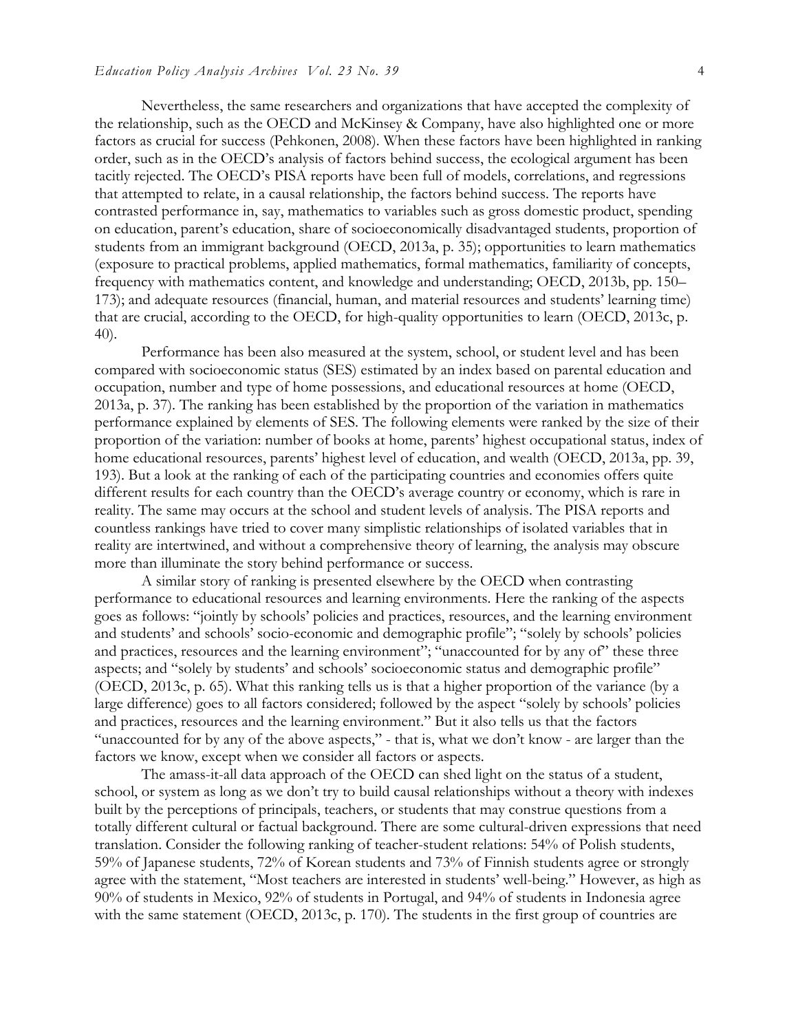Nevertheless, the same researchers and organizations that have accepted the complexity of the relationship, such as the OECD and McKinsey & Company, have also highlighted one or more factors as crucial for success (Pehkonen, 2008). When these factors have been highlighted in ranking order, such as in the OECD's analysis of factors behind success, the ecological argument has been tacitly rejected. The OECD's PISA reports have been full of models, correlations, and regressions that attempted to relate, in a causal relationship, the factors behind success. The reports have contrasted performance in, say, mathematics to variables such as gross domestic product, spending on education, parent's education, share of socioeconomically disadvantaged students, proportion of students from an immigrant background (OECD, 2013a, p. 35); opportunities to learn mathematics (exposure to practical problems, applied mathematics, formal mathematics, familiarity of concepts, frequency with mathematics content, and knowledge and understanding; OECD, 2013b, pp. 150–173); and adequate resources (financial, human, and material resources and students' learning time) that are crucial, according to the OECD, for high-quality opportunities to learn (OECD, 2013c, p. 40).

Performance has been also measured at the system, school, or student level and has been compared with socioeconomic status (SES) estimated by an index based on parental education and occupation, number and type of home possessions, and educational resources at home (OECD, 2013a, p. 37). The ranking has been established by the proportion of the variation in mathematics performance explained by elements of SES. The following elements were ranked by the size of their proportion of the variation: number of books at home, parents' highest occupational status, index of home educational resources, parents' highest level of education, and wealth (OECD, 2013a, pp. 39, 193). But a look at the ranking of each of the participating countries and economies offers quite different results for each country than the OECD's average country or economy, which is rare in reality. The same may occurs at the school and student levels of analysis. The PISA reports and countless rankings have tried to cover many simplistic relationships of isolated variables that in reality are intertwined, and without a comprehensive theory of learning, the analysis may obscure more than illuminate the story behind performance or success.

A similar story of ranking is presented elsewhere by the OECD when contrasting performance to educational resources and learning environments. Here the ranking of the aspects goes as follows: "jointly by schools' policies and practices, resources, and the learning environment and students' and schools' socio-economic and demographic profile"; "solely by schools' policies and practices, resources and the learning environment"; "unaccounted for by any of" these three aspects; and "solely by students' and schools' socioeconomic status and demographic profile" (OECD, 2013c, p. 65). What this ranking tells us is that a higher proportion of the variance (by a large difference) goes to all factors considered; followed by the aspect "solely by schools' policies and practices, resources and the learning environment." But it also tells us that the factors "unaccounted for by any of the above aspects," - that is, what we don't know - are larger than the factors we know, except when we consider all factors or aspects.

The amass-it-all data approach of the OECD can shed light on the status of a student, school, or system as long as we don't try to build causal relationships without a theory with indexes built by the perceptions of principals, teachers, or students that may construe questions from a totally different cultural or factual background. There are some cultural-driven expressions that need translation. Consider the following ranking of teacher-student relations: 54% of Polish students, 59% of Japanese students, 72% of Korean students and 73% of Finnish students agree or strongly agree with the statement, "Most teachers are interested in students' well-being." However, as high as 90% of students in Mexico, 92% of students in Portugal, and 94% of students in Indonesia agree with the same statement (OECD, 2013c, p. 170). The students in the first group of countries are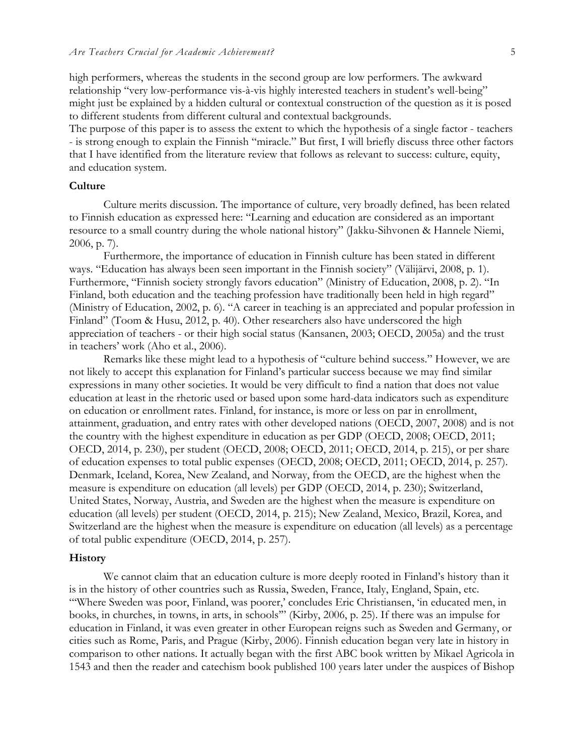high performers, whereas the students in the second group are low performers. The awkward relationship "very low-performance vis-à-vis highly interested teachers in student's well-being" might just be explained by a hidden cultural or contextual construction of the question as it is posed to different students from different cultural and contextual backgrounds.

The purpose of this paper is to assess the extent to which the hypothesis of a single factor - teachers - is strong enough to explain the Finnish "miracle." But first, I will briefly discuss three other factors that I have identified from the literature review that follows as relevant to success: culture, equity, and education system.

### Culture

Culture merits discussion. The importance of culture, very broadly defined, has been related to Finnish education as expressed here: "Learning and education are considered as an important resource to a small country during the whole national history" (Jakku-Sihvonen & Hannele Niemi, 2006, p. 7).

Furthermore, the importance of education in Finnish culture has been stated in different ways. "Education has always been seen important in the Finnish society" (Välijärvi, 2008, p. 1). Furthermore, "Finnish society strongly favors education" (Ministry of Education, 2008, p. 2). "In Finland, both education and the teaching profession have traditionally been held in high regard" (Ministry of Education, 2002, p. 6). "A career in teaching is an appreciated and popular profession in Finland" (Toom & Husu, 2012, p. 40). Other researchers also have underscored the high appreciation of teachers - or their high social status (Kansanen, 2003; OECD, 2005a) and the trust in teachers' work (Aho et al., 2006).

Remarks like these might lead to a hypothesis of "culture behind success." However, we are not likely to accept this explanation for Finland's particular success because we may find similar expressions in many other societies. It would be very difficult to find a nation that does not value education at least in the rhetoric used or based upon some hard-data indicators such as expenditure on education or enrollment rates. Finland, for instance, is more or less on par in enrollment, attainment, graduation, and entry rates with other developed nations (OECD, 2007, 2008) and is not the country with the highest expenditure in education as per GDP (OECD, 2008; OECD, 2011; OECD, 2014, p. 230), per student (OECD, 2008; OECD, 2011; OECD, 2014, p. 215), or per share of education expenses to total public expenses (OECD, 2008; OECD, 2011; OECD, 2014, p. 257). Denmark, Iceland, Korea, New Zealand, and Norway, from the OECD, are the highest when the measure is expenditure on education (all levels) per GDP (OECD, 2014, p. 230); Switzerland, United States, Norway, Austria, and Sweden are the highest when the measure is expenditure on education (all levels) per student (OECD, 2014, p. 215); New Zealand, Mexico, Brazil, Korea, and Switzerland are the highest when the measure is expenditure on education (all levels) as a percentage of total public expenditure (OECD, 2014, p. 257).

### History

We cannot claim that an education culture is more deeply rooted in Finland's history than it is in the history of other countries such as Russia, Sweden, France, Italy, England, Spain, etc. "'Where Sweden was poor, Finland, was poorer,' concludes Eric Christiansen, 'in educated men, in books, in churches, in towns, in arts, in schools'" (Kirby, 2006, p. 25). If there was an impulse for education in Finland, it was even greater in other European reigns such as Sweden and Germany, or cities such as Rome, Paris, and Prague (Kirby, 2006). Finnish education began very late in history in comparison to other nations. It actually began with the first ABC book written by Mikael Agricola in 1543 and then the reader and catechism book published 100 years later under the auspices of Bishop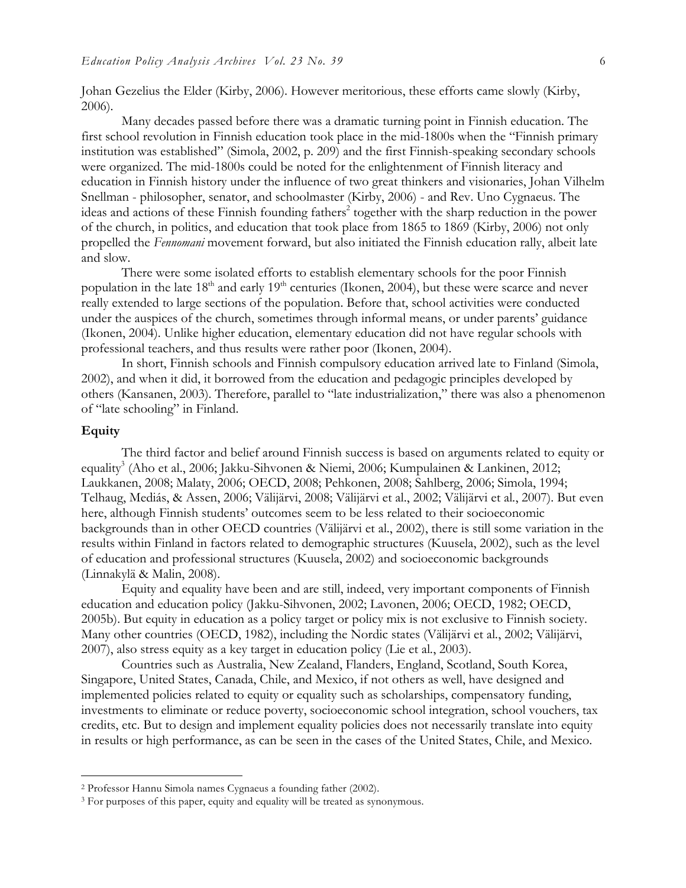Johan Gezelius the Elder (Kirby, 2006). However meritorious, these efforts came slowly (Kirby, 2006).

Many decades passed before there was a dramatic turning point in Finnish education. The first school revolution in Finnish education took place in the mid-1800s when the "Finnish primary institution was established" (Simola, 2002, p. 209) and the first Finnish-speaking secondary schools were organized. The mid-1800s could be noted for the enlightenment of Finnish literacy and education in Finnish history under the influence of two great thinkers and visionaries, Johan Vilhelm Snellman - philosopher, senator, and schoolmaster (Kirby, 2006) - and Rev. Uno Cygnaeus. The ideas and actions of these Finnish founding fathers[2] together with the sharp reduction in the power of the church, in politics, and education that took place from 1865 to 1869 (Kirby, 2006) not only propelled the *Fennomani* movement forward, but also initiated the Finnish education rally, albeit late and slow.

There were some isolated efforts to establish elementary schools for the poor Finnish population in the late 18th and early 19th centuries (Ikonen, 2004), but these were scarce and never really extended to large sections of the population. Before that, school activities were conducted under the auspices of the church, sometimes through informal means, or under parents' guidance (Ikonen, 2004). Unlike higher education, elementary education did not have regular schools with professional teachers, and thus results were rather poor (Ikonen, 2004).

In short, Finnish schools and Finnish compulsory education arrived late to Finland (Simola, 2002), and when it did, it borrowed from the education and pedagogic principles developed by others (Kansanen, 2003). Therefore, parallel to "late industrialization," there was also a phenomenon of "late schooling" in Finland.

### Equity

The third factor and belief around Finnish success is based on arguments related to equity or equality[3] (Aho et al., 2006; Jakku-Sihvonen & Niemi, 2006; Kumpulainen & Lankinen, 2012; Laukkanen, 2008; Malaty, 2006; OECD, 2008; Pehkonen, 2008; Sahlberg, 2006; Simola, 1994; Telhaug, Mediás, & Assen, 2006; Välijärvi, 2008; Välijärvi et al., 2002; Välijärvi et al., 2007). But even here, although Finnish students' outcomes seem to be less related to their socioeconomic backgrounds than in other OECD countries (Välijärvi et al., 2002), there is still some variation in the results within Finland in factors related to demographic structures (Kuusela, 2002), such as the level of education and professional structures (Kuusela, 2002) and socioeconomic backgrounds (Linnakylä & Malin, 2008).

Equity and equality have been and are still, indeed, very important components of Finnish education and education policy (Jakku-Sihvonen, 2002; Lavonen, 2006; OECD, 1982; OECD, 2005b). But equity in education as a policy target or policy mix is not exclusive to Finnish society. Many other countries (OECD, 1982), including the Nordic states (Välijärvi et al., 2002; Välijärvi, 2007), also stress equity as a key target in education policy (Lie et al., 2003).

Countries such as Australia, New Zealand, Flanders, England, Scotland, South Korea, Singapore, United States, Canada, Chile, and Mexico, if not others as well, have designed and implemented policies related to equity or equality such as scholarships, compensatory funding, investments to eliminate or reduce poverty, socioeconomic school integration, school vouchers, tax credits, etc. But to design and implement equality policies does not necessarily translate into equity in results or high performance, as can be seen in the cases of the United States, Chile, and Mexico.

---

[2] Professor Hannu Simola names Cygnaeus a founding father (2002).

[3] For purposes of this paper, equity and equality will be treated as synonymous.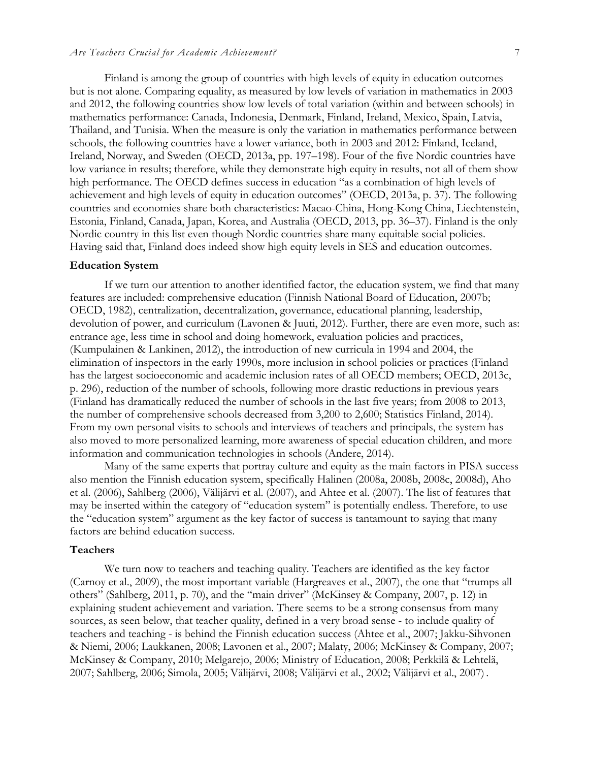Finland is among the group of countries with high levels of equity in education outcomes but is not alone. Comparing equality, as measured by low levels of variation in mathematics in 2003 and 2012, the following countries show low levels of total variation (within and between schools) in mathematics performance: Canada, Indonesia, Denmark, Finland, Ireland, Mexico, Spain, Latvia, Thailand, and Tunisia. When the measure is only the variation in mathematics performance between schools, the following countries have a lower variance, both in 2003 and 2012: Finland, Iceland, Ireland, Norway, and Sweden (OECD, 2013a, pp. 197–198). Four of the five Nordic countries have low variance in results; therefore, while they demonstrate high equity in results, not all of them show high performance. The OECD defines success in education "as a combination of high levels of achievement and high levels of equity in education outcomes" (OECD, 2013a, p. 37). The following countries and economies share both characteristics: Macao-China, Hong-Kong China, Liechtenstein, Estonia, Finland, Canada, Japan, Korea, and Australia (OECD, 2013, pp. 36–37). Finland is the only Nordic country in this list even though Nordic countries share many equitable social policies. Having said that, Finland does indeed show high equity levels in SES and education outcomes.

### Education System

If we turn our attention to another identified factor, the education system, we find that many features are included: comprehensive education (Finnish National Board of Education, 2007b; OECD, 1982), centralization, decentralization, governance, educational planning, leadership, devolution of power, and curriculum (Lavonen & Juuti, 2012). Further, there are even more, such as: entrance age, less time in school and doing homework, evaluation policies and practices, (Kumpulainen & Lankinen, 2012), the introduction of new curricula in 1994 and 2004, the elimination of inspectors in the early 1990s, more inclusion in school policies or practices (Finland has the largest socioeconomic and academic inclusion rates of all OECD members; OECD, 2013c, p. 296), reduction of the number of schools, following more drastic reductions in previous years (Finland has dramatically reduced the number of schools in the last five years; from 2008 to 2013, the number of comprehensive schools decreased from 3,200 to 2,600; Statistics Finland, 2014). From my own personal visits to schools and interviews of teachers and principals, the system has also moved to more personalized learning, more awareness of special education children, and more information and communication technologies in schools (Andere, 2014).

Many of the same experts that portray culture and equity as the main factors in PISA success also mention the Finnish education system, specifically Halinen (2008a, 2008b, 2008c, 2008d), Aho et al. (2006), Sahlberg (2006), Välijärvi et al. (2007), and Ahtee et al. (2007). The list of features that may be inserted within the category of "education system" is potentially endless. Therefore, to use the "education system" argument as the key factor of success is tantamount to saying that many factors are behind education success.

### Teachers

We turn now to teachers and teaching quality. Teachers are identified as the key factor (Carnoy et al., 2009), the most important variable (Hargreaves et al., 2007), the one that "trumps all others" (Sahlberg, 2011, p. 70), and the "main driver" (McKinsey & Company, 2007, p. 12) in explaining student achievement and variation. There seems to be a strong consensus from many sources, as seen below, that teacher quality, defined in a very broad sense - to include quality of teachers and teaching - is behind the Finnish education success (Ahtee et al., 2007; Jakku-Sihvonen & Niemi, 2006; Laukkanen, 2008; Lavonen et al., 2007; Malaty, 2006; McKinsey & Company, 2007; McKinsey & Company, 2010; Melgarejo, 2006; Ministry of Education, 2008; Perkkilä & Lehtelä, 2007; Sahlberg, 2006; Simola, 2005; Välijärvi, 2008; Välijärvi et al., 2002; Välijärvi et al., 2007) .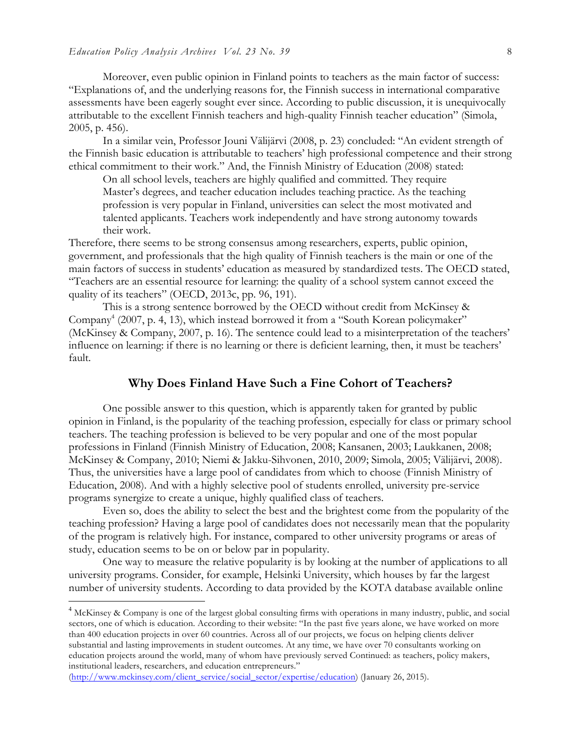Moreover, even public opinion in Finland points to teachers as the main factor of success: "Explanations of, and the underlying reasons for, the Finnish success in international comparative assessments have been eagerly sought ever since. According to public discussion, it is unequivocally attributable to the excellent Finnish teachers and high-quality Finnish teacher education" (Simola, 2005, p. 456).

In a similar vein, Professor Jouni Välijärvi (2008, p. 23) concluded: "An evident strength of the Finnish basic education is attributable to teachers' high professional competence and their strong ethical commitment to their work." And, the Finnish Ministry of Education (2008) stated:

> On all school levels, teachers are highly qualified and committed. They require Master's degrees, and teacher education includes teaching practice. As the teaching profession is very popular in Finland, universities can select the most motivated and talented applicants. Teachers work independently and have strong autonomy towards their work.

Therefore, there seems to be strong consensus among researchers, experts, public opinion, government, and professionals that the high quality of Finnish teachers is the main or one of the main factors of success in students' education as measured by standardized tests. The OECD stated, "Teachers are an essential resource for learning: the quality of a school system cannot exceed the quality of its teachers" (OECD, 2013c, pp. 96, 191).

This is a strong sentence borrowed by the OECD without credit from McKinsey & Company[4] (2007, p. 4, 13), which instead borrowed it from a "South Korean policymaker" (McKinsey & Company, 2007, p. 16). The sentence could lead to a misinterpretation of the teachers' influence on learning: if there is no learning or there is deficient learning, then, it must be teachers' fault.

## Why Does Finland Have Such a Fine Cohort of Teachers?

One possible answer to this question, which is apparently taken for granted by public opinion in Finland, is the popularity of the teaching profession, especially for class or primary school teachers. The teaching profession is believed to be very popular and one of the most popular professions in Finland (Finnish Ministry of Education, 2008; Kansanen, 2003; Laukkanen, 2008; McKinsey & Company, 2010; Niemi & Jakku-Sihvonen, 2010, 2009; Simola, 2005; Välijärvi, 2008). Thus, the universities have a large pool of candidates from which to choose (Finnish Ministry of Education, 2008). And with a highly selective pool of students enrolled, university pre-service programs synergize to create a unique, highly qualified class of teachers.

Even so, does the ability to select the best and the brightest come from the popularity of the teaching profession? Having a large pool of candidates does not necessarily mean that the popularity of the program is relatively high. For instance, compared to other university programs or areas of study, education seems to be on or below par in popularity.

One way to measure the relative popularity is by looking at the number of applications to all university programs. Consider, for example, Helsinki University, which houses by far the largest number of university students. According to data provided by the KOTA database available online

---

[4] McKinsey & Company is one of the largest global consulting firms with operations in many industry, public, and social sectors, one of which is education. According to their website: "In the past five years alone, we have worked on more than 400 education projects in over 60 countries. Across all of our projects, we focus on helping clients deliver substantial and lasting improvements in student outcomes. At any time, we have over 70 consultants working on education projects around the world, many of whom have previously served Continued: as teachers, policy makers, institutional leaders, researchers, and education entrepreneurs." (http://www.mckinsey.com/client_service/social_sector/expertise/education) (January 26, 2015).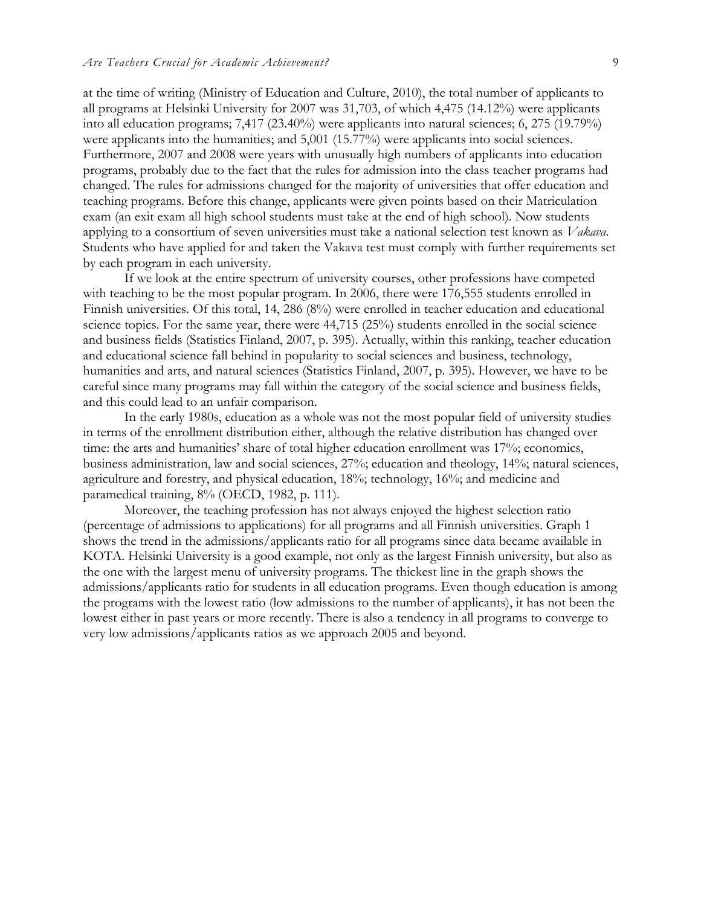at the time of writing (Ministry of Education and Culture, 2010), the total number of applicants to all programs at Helsinki University for 2007 was 31,703, of which 4,475 (14.12%) were applicants into all education programs; 7,417 (23.40%) were applicants into natural sciences; 6, 275 (19.79%) were applicants into the humanities; and 5,001 (15.77%) were applicants into social sciences. Furthermore, 2007 and 2008 were years with unusually high numbers of applicants into education programs, probably due to the fact that the rules for admission into the class teacher programs had changed. The rules for admissions changed for the majority of universities that offer education and teaching programs. Before this change, applicants were given points based on their Matriculation exam (an exit exam all high school students must take at the end of high school). Now students applying to a consortium of seven universities must take a national selection test known as *Vakava*. Students who have applied for and taken the Vakava test must comply with further requirements set by each program in each university.

If we look at the entire spectrum of university courses, other professions have competed with teaching to be the most popular program. In 2006, there were 176,555 students enrolled in Finnish universities. Of this total, 14, 286 (8%) were enrolled in teacher education and educational science topics. For the same year, there were 44,715 (25%) students enrolled in the social science and business fields (Statistics Finland, 2007, p. 395). Actually, within this ranking, teacher education and educational science fall behind in popularity to social sciences and business, technology, humanities and arts, and natural sciences (Statistics Finland, 2007, p. 395). However, we have to be careful since many programs may fall within the category of the social science and business fields, and this could lead to an unfair comparison.

In the early 1980s, education as a whole was not the most popular field of university studies in terms of the enrollment distribution either, although the relative distribution has changed over time: the arts and humanities' share of total higher education enrollment was 17%; economics, business administration, law and social sciences, 27%; education and theology, 14%; natural sciences, agriculture and forestry, and physical education, 18%; technology, 16%; and medicine and paramedical training, 8% (OECD, 1982, p. 111).

Moreover, the teaching profession has not always enjoyed the highest selection ratio (percentage of admissions to applications) for all programs and all Finnish universities. Graph 1 shows the trend in the admissions/applicants ratio for all programs since data became available in KOTA. Helsinki University is a good example, not only as the largest Finnish university, but also as the one with the largest menu of university programs. The thickest line in the graph shows the admissions/applicants ratio for students in all education programs. Even though education is among the programs with the lowest ratio (low admissions to the number of applicants), it has not been the lowest either in past years or more recently. There is also a tendency in all programs to converge to very low admissions/applicants ratios as we approach 2005 and beyond.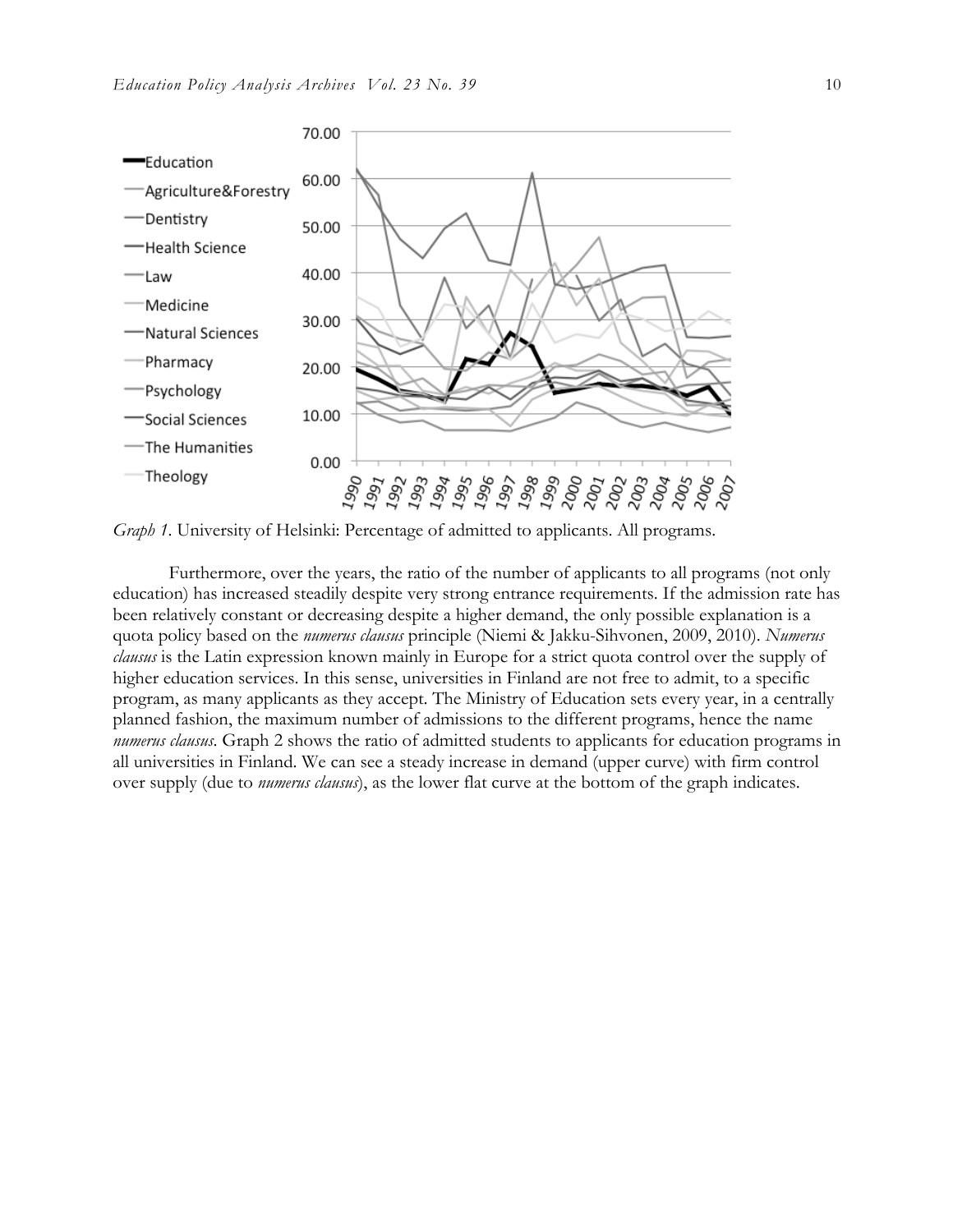*Graph 1*. University of Helsinki: Percentage of admitted to applicants. All programs.

Furthermore, over the years, the ratio of the number of applicants to all programs (not only education) has increased steadily despite very strong entrance requirements. If the admission rate has been relatively constant or decreasing despite a higher demand, the only possible explanation is a quota policy based on the *numerus clausus* principle (Niemi & Jakku-Sihvonen, 2009, 2010). *Numerus clausus* is the Latin expression known mainly in Europe for a strict quota control over the supply of higher education services. In this sense, universities in Finland are not free to admit, to a specific program, as many applicants as they accept. The Ministry of Education sets every year, in a centrally planned fashion, the maximum number of admissions to the different programs, hence the name *numerus clausus*. Graph 2 shows the ratio of admitted students to applicants for education programs in all universities in Finland. We can see a steady increase in demand (upper curve) with firm control over supply (due to *numerus clausus*), as the lower flat curve at the bottom of the graph indicates.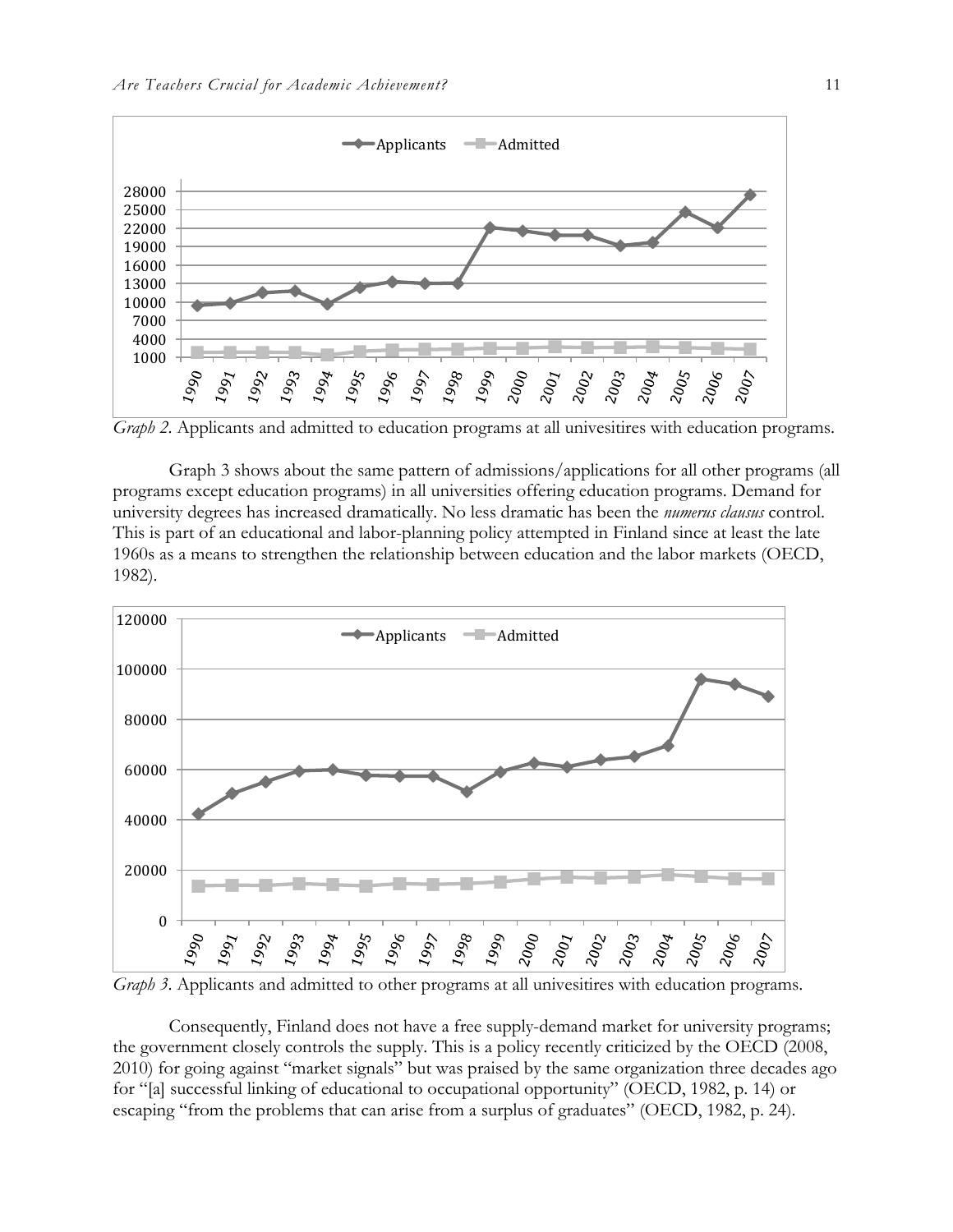*Graph 2.* Applicants and admitted to education programs at all univesitires with education programs.

Graph 3 shows about the same pattern of admissions/applications for all other programs (all programs except education programs) in all universities offering education programs. Demand for university degrees has increased dramatically. No less dramatic has been the *numerus clausus* control. This is part of an educational and labor-planning policy attempted in Finland since at least the late 1960s as a means to strengthen the relationship between education and the labor markets (OECD, 1982).

*Graph 3.* Applicants and admitted to other programs at all univesitires with education programs.

Consequently, Finland does not have a free supply-demand market for university programs; the government closely controls the supply. This is a policy recently criticized by the OECD (2008, 2010) for going against "market signals" but was praised by the same organization three decades ago for "[a] successful linking of educational to occupational opportunity" (OECD, 1982, p. 14) or escaping "from the problems that can arise from a surplus of graduates" (OECD, 1982, p. 24).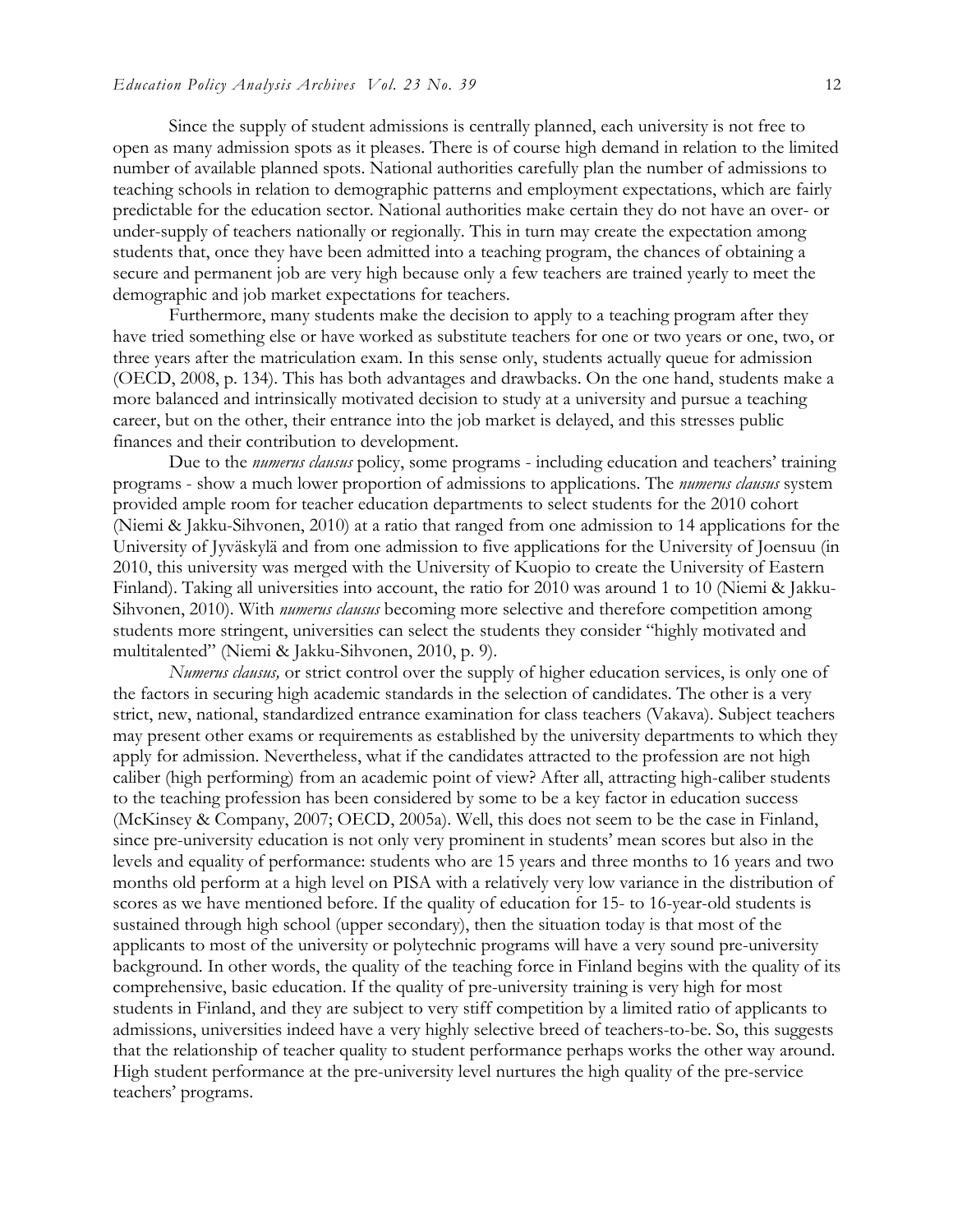Since the supply of student admissions is centrally planned, each university is not free to open as many admission spots as it pleases. There is of course high demand in relation to the limited number of available planned spots. National authorities carefully plan the number of admissions to teaching schools in relation to demographic patterns and employment expectations, which are fairly predictable for the education sector. National authorities make certain they do not have an over- or under-supply of teachers nationally or regionally. This in turn may create the expectation among students that, once they have been admitted into a teaching program, the chances of obtaining a secure and permanent job are very high because only a few teachers are trained yearly to meet the demographic and job market expectations for teachers.

Furthermore, many students make the decision to apply to a teaching program after they have tried something else or have worked as substitute teachers for one or two years or one, two, or three years after the matriculation exam. In this sense only, students actually queue for admission (OECD, 2008, p. 134). This has both advantages and drawbacks. On the one hand, students make a more balanced and intrinsically motivated decision to study at a university and pursue a teaching career, but on the other, their entrance into the job market is delayed, and this stresses public finances and their contribution to development.

Due to the *numerus clausus* policy, some programs - including education and teachers' training programs - show a much lower proportion of admissions to applications. The *numerus clausus* system provided ample room for teacher education departments to select students for the 2010 cohort (Niemi & Jakku-Sihvonen, 2010) at a ratio that ranged from one admission to 14 applications for the University of Jyväskylä and from one admission to five applications for the University of Joensuu (in 2010, this university was merged with the University of Kuopio to create the University of Eastern Finland). Taking all universities into account, the ratio for 2010 was around 1 to 10 (Niemi & Jakku-Sihvonen, 2010). With *numerus clausus* becoming more selective and therefore competition among students more stringent, universities can select the students they consider "highly motivated and multitalented" (Niemi & Jakku-Sihvonen, 2010, p. 9).

*Numerus clausus,* or strict control over the supply of higher education services, is only one of the factors in securing high academic standards in the selection of candidates. The other is a very strict, new, national, standardized entrance examination for class teachers (Vakava). Subject teachers may present other exams or requirements as established by the university departments to which they apply for admission. Nevertheless, what if the candidates attracted to the profession are not high caliber (high performing) from an academic point of view? After all, attracting high-caliber students to the teaching profession has been considered by some to be a key factor in education success (McKinsey & Company, 2007; OECD, 2005a). Well, this does not seem to be the case in Finland, since pre-university education is not only very prominent in students' mean scores but also in the levels and equality of performance: students who are 15 years and three months to 16 years and two months old perform at a high level on PISA with a relatively very low variance in the distribution of scores as we have mentioned before. If the quality of education for 15- to 16-year-old students is sustained through high school (upper secondary), then the situation today is that most of the applicants to most of the university or polytechnic programs will have a very sound pre-university background. In other words, the quality of the teaching force in Finland begins with the quality of its comprehensive, basic education. If the quality of pre-university training is very high for most students in Finland, and they are subject to very stiff competition by a limited ratio of applicants to admissions, universities indeed have a very highly selective breed of teachers-to-be. So, this suggests that the relationship of teacher quality to student performance perhaps works the other way around. High student performance at the pre-university level nurtures the high quality of the pre-service teachers' programs.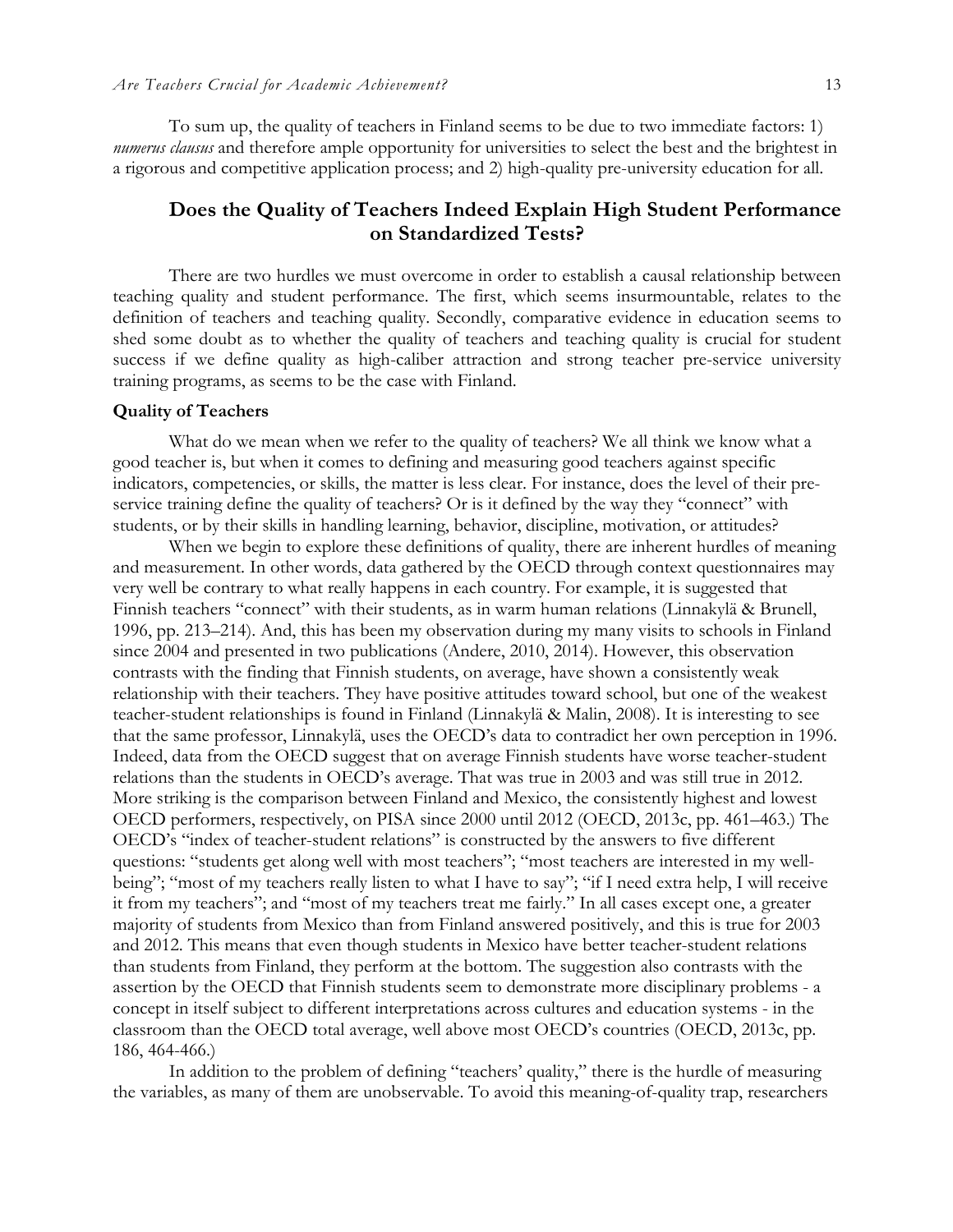To sum up, the quality of teachers in Finland seems to be due to two immediate factors: 1) *numerus clausus* and therefore ample opportunity for universities to select the best and the brightest in a rigorous and competitive application process; and 2) high-quality pre-university education for all.

## Does the Quality of Teachers Indeed Explain High Student Performance on Standardized Tests?

There are two hurdles we must overcome in order to establish a causal relationship between teaching quality and student performance. The first, which seems insurmountable, relates to the definition of teachers and teaching quality. Secondly, comparative evidence in education seems to shed some doubt as to whether the quality of teachers and teaching quality is crucial for student success if we define quality as high-caliber attraction and strong teacher pre-service university training programs, as seems to be the case with Finland.

### Quality of Teachers

What do we mean when we refer to the quality of teachers? We all think we know what a good teacher is, but when it comes to defining and measuring good teachers against specific indicators, competencies, or skills, the matter is less clear. For instance, does the level of their pre-service training define the quality of teachers? Or is it defined by the way they "connect" with students, or by their skills in handling learning, behavior, discipline, motivation, or attitudes?

When we begin to explore these definitions of quality, there are inherent hurdles of meaning and measurement. In other words, data gathered by the OECD through context questionnaires may very well be contrary to what really happens in each country. For example, it is suggested that Finnish teachers "connect" with their students, as in warm human relations (Linnakylä & Brunell, 1996, pp. 213–214). And, this has been my observation during my many visits to schools in Finland since 2004 and presented in two publications (Andere, 2010, 2014). However, this observation contrasts with the finding that Finnish students, on average, have shown a consistently weak relationship with their teachers. They have positive attitudes toward school, but one of the weakest teacher-student relationships is found in Finland (Linnakylä & Malin, 2008). It is interesting to see that the same professor, Linnakylä, uses the OECD's data to contradict her own perception in 1996. Indeed, data from the OECD suggest that on average Finnish students have worse teacher-student relations than the students in OECD's average. That was true in 2003 and was still true in 2012. More striking is the comparison between Finland and Mexico, the consistently highest and lowest OECD performers, respectively, on PISA since 2000 until 2012 (OECD, 2013c, pp. 461–463.) The OECD's "index of teacher-student relations" is constructed by the answers to five different questions: "students get along well with most teachers"; "most teachers are interested in my well-being"; "most of my teachers really listen to what I have to say"; "if I need extra help, I will receive it from my teachers"; and "most of my teachers treat me fairly." In all cases except one, a greater majority of students from Mexico than from Finland answered positively, and this is true for 2003 and 2012. This means that even though students in Mexico have better teacher-student relations than students from Finland, they perform at the bottom. The suggestion also contrasts with the assertion by the OECD that Finnish students seem to demonstrate more disciplinary problems - a concept in itself subject to different interpretations across cultures and education systems - in the classroom than the OECD total average, well above most OECD's countries (OECD, 2013c, pp. 186, 464-466.)

In addition to the problem of defining "teachers' quality," there is the hurdle of measuring the variables, as many of them are unobservable. To avoid this meaning-of-quality trap, researchers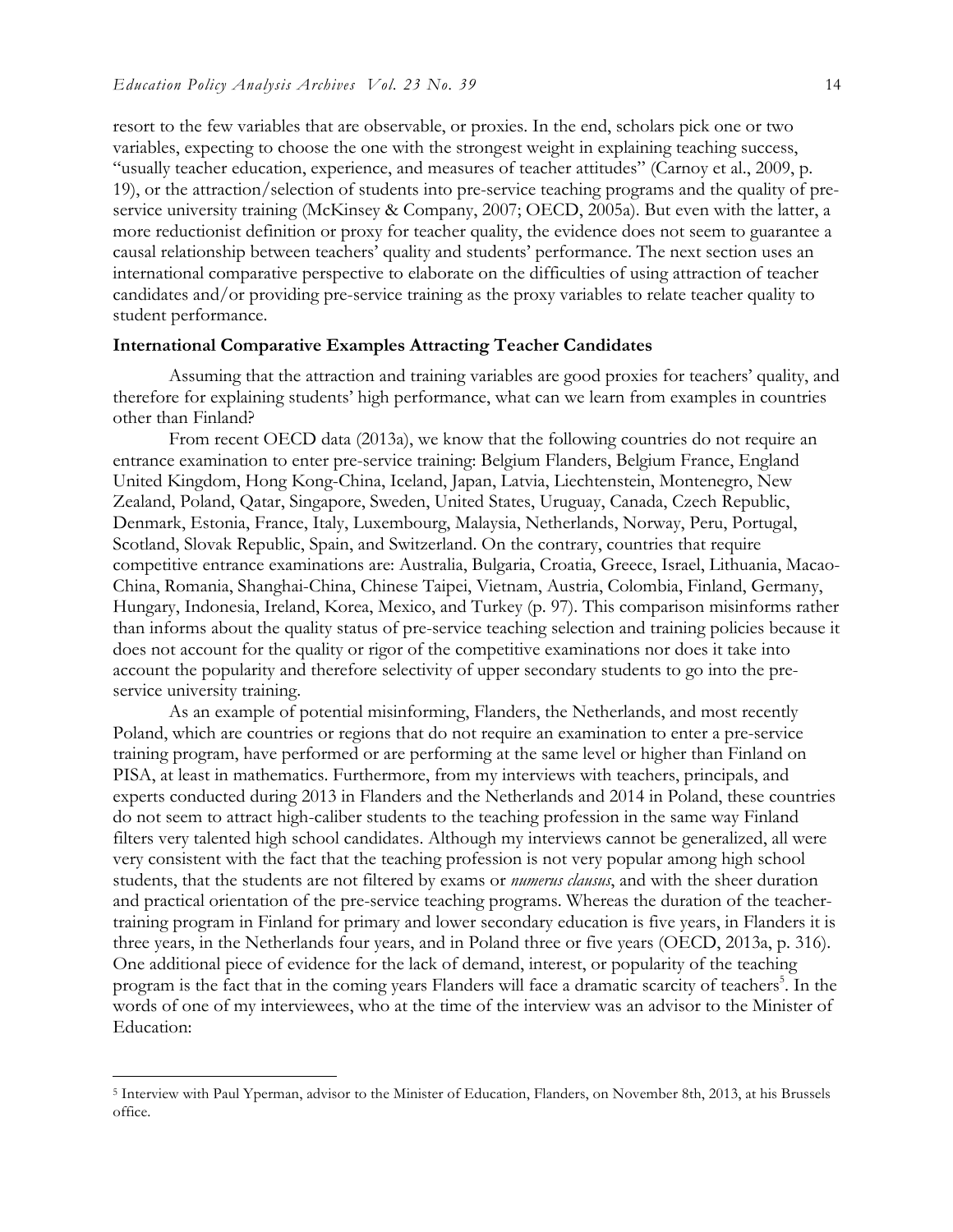resort to the few variables that are observable, or proxies. In the end, scholars pick one or two variables, expecting to choose the one with the strongest weight in explaining teaching success, "usually teacher education, experience, and measures of teacher attitudes" (Carnoy et al., 2009, p. 19), or the attraction/selection of students into pre-service teaching programs and the quality of pre-service university training (McKinsey & Company, 2007; OECD, 2005a). But even with the latter, a more reductionist definition or proxy for teacher quality, the evidence does not seem to guarantee a causal relationship between teachers' quality and students' performance. The next section uses an international comparative perspective to elaborate on the difficulties of using attraction of teacher candidates and/or providing pre-service training as the proxy variables to relate teacher quality to student performance.

**International Comparative Examples Attracting Teacher Candidates**

Assuming that the attraction and training variables are good proxies for teachers' quality, and therefore for explaining students' high performance, what can we learn from examples in countries other than Finland?

From recent OECD data (2013a), we know that the following countries do not require an entrance examination to enter pre-service training: Belgium Flanders, Belgium France, England United Kingdom, Hong Kong-China, Iceland, Japan, Latvia, Liechtenstein, Montenegro, New Zealand, Poland, Qatar, Singapore, Sweden, United States, Uruguay, Canada, Czech Republic, Denmark, Estonia, France, Italy, Luxembourg, Malaysia, Netherlands, Norway, Peru, Portugal, Scotland, Slovak Republic, Spain, and Switzerland. On the contrary, countries that require competitive entrance examinations are: Australia, Bulgaria, Croatia, Greece, Israel, Lithuania, Macao-China, Romania, Shanghai-China, Chinese Taipei, Vietnam, Austria, Colombia, Finland, Germany, Hungary, Indonesia, Ireland, Korea, Mexico, and Turkey (p. 97). This comparison misinforms rather than informs about the quality status of pre-service teaching selection and training policies because it does not account for the quality or rigor of the competitive examinations nor does it take into account the popularity and therefore selectivity of upper secondary students to go into the pre-service university training.

As an example of potential misinforming, Flanders, the Netherlands, and most recently Poland, which are countries or regions that do not require an examination to enter a pre-service training program, have performed or are performing at the same level or higher than Finland on PISA, at least in mathematics. Furthermore, from my interviews with teachers, principals, and experts conducted during 2013 in Flanders and the Netherlands and 2014 in Poland, these countries do not seem to attract high-caliber students to the teaching profession in the same way Finland filters very talented high school candidates. Although my interviews cannot be generalized, all were very consistent with the fact that the teaching profession is not very popular among high school students, that the students are not filtered by exams or *numerus clausus*, and with the sheer duration and practical orientation of the pre-service teaching programs. Whereas the duration of the teacher-training program in Finland for primary and lower secondary education is five years, in Flanders it is three years, in the Netherlands four years, and in Poland three or five years (OECD, 2013a, p. 316). One additional piece of evidence for the lack of demand, interest, or popularity of the teaching program is the fact that in the coming years Flanders will face a dramatic scarcity of teachers[5]. In the words of one of my interviewees, who at the time of the interview was an advisor to the Minister of Education:

[5] Interview with Paul Yperman, advisor to the Minister of Education, Flanders, on November 8th, 2013, at his Brussels office.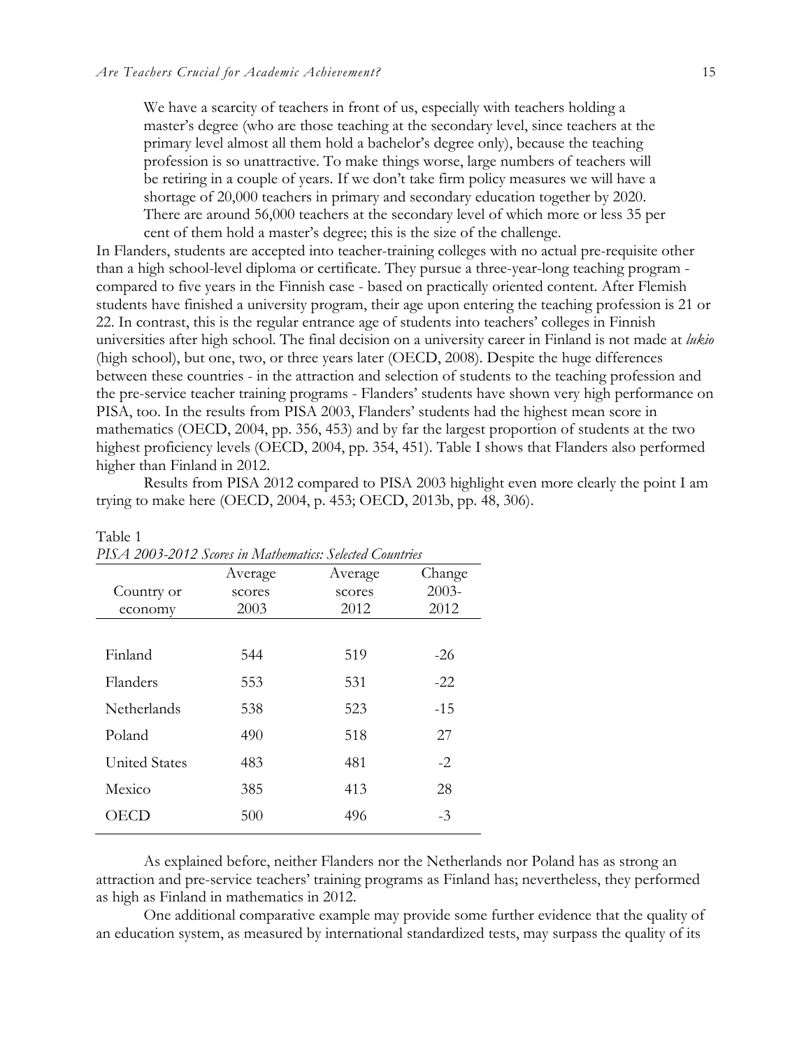> We have a scarcity of teachers in front of us, especially with teachers holding a master's degree (who are those teaching at the secondary level, since teachers at the primary level almost all them hold a bachelor's degree only), because the teaching profession is so unattractive. To make things worse, large numbers of teachers will be retiring in a couple of years. If we don't take firm policy measures we will have a shortage of 20,000 teachers in primary and secondary education together by 2020. There are around 56,000 teachers at the secondary level of which more or less 35 per cent of them hold a master's degree; this is the size of the challenge.

In Flanders, students are accepted into teacher-training colleges with no actual pre-requisite other than a high school-level diploma or certificate. They pursue a three-year-long teaching program - compared to five years in the Finnish case - based on practically oriented content. After Flemish students have finished a university program, their age upon entering the teaching profession is 21 or 22. In contrast, this is the regular entrance age of students into teachers' colleges in Finnish universities after high school. The final decision on a university career in Finland is not made at *lukio* (high school), but one, two, or three years later (OECD, 2008). Despite the huge differences between these countries - in the attraction and selection of students to the teaching profession and the pre-service teacher training programs - Flanders' students have shown very high performance on PISA, too. In the results from PISA 2003, Flanders' students had the highest mean score in mathematics (OECD, 2004, pp. 356, 453) and by far the largest proportion of students at the two highest proficiency levels (OECD, 2004, pp. 354, 451). Table I shows that Flanders also performed higher than Finland in 2012.

Results from PISA 2012 compared to PISA 2003 highlight even more clearly the point I am trying to make here (OECD, 2004, p. 453; OECD, 2013b, pp. 48, 306).

Table 1
*PISA 2003-2012 Scores in Mathematics: Selected Countries*

| Country or economy | Average scores 2003 | Average scores 2012 | Change 2003-2012 |
|---|---|---|---|
| Finland | 544 | 519 | -26 |
| Flanders | 553 | 531 | -22 |
| Netherlands | 538 | 523 | -15 |
| Poland | 490 | 518 | 27 |
| United States | 483 | 481 | -2 |
| Mexico | 385 | 413 | 28 |
| OECD | 500 | 496 | -3 |

As explained before, neither Flanders nor the Netherlands nor Poland has as strong an attraction and pre-service teachers' training programs as Finland has; nevertheless, they performed as high as Finland in mathematics in 2012.

One additional comparative example may provide some further evidence that the quality of an education system, as measured by international standardized tests, may surpass the quality of its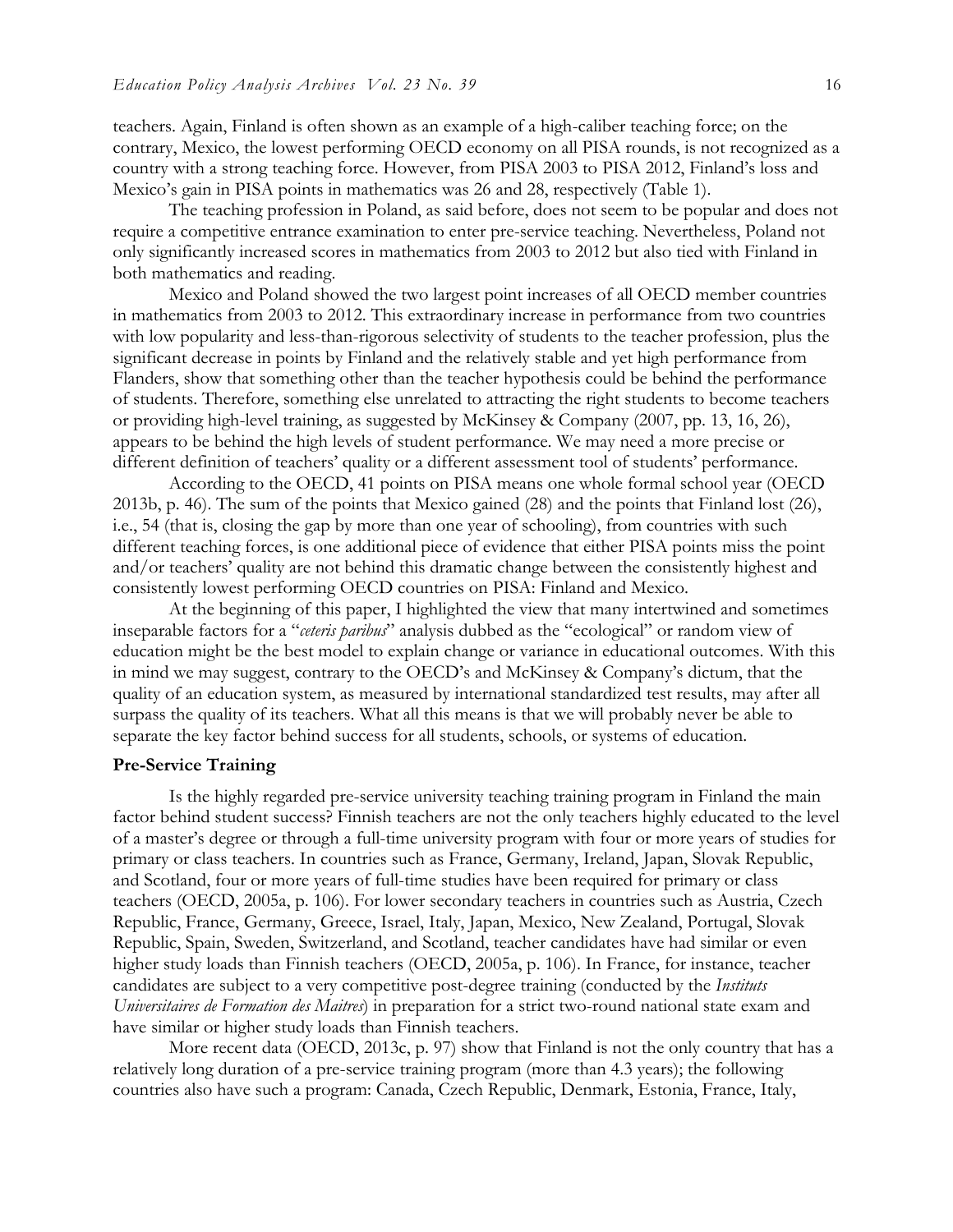teachers. Again, Finland is often shown as an example of a high-caliber teaching force; on the contrary, Mexico, the lowest performing OECD economy on all PISA rounds, is not recognized as a country with a strong teaching force. However, from PISA 2003 to PISA 2012, Finland's loss and Mexico's gain in PISA points in mathematics was 26 and 28, respectively (Table 1).

The teaching profession in Poland, as said before, does not seem to be popular and does not require a competitive entrance examination to enter pre-service teaching. Nevertheless, Poland not only significantly increased scores in mathematics from 2003 to 2012 but also tied with Finland in both mathematics and reading.

Mexico and Poland showed the two largest point increases of all OECD member countries in mathematics from 2003 to 2012. This extraordinary increase in performance from two countries with low popularity and less-than-rigorous selectivity of students to the teacher profession, plus the significant decrease in points by Finland and the relatively stable and yet high performance from Flanders, show that something other than the teacher hypothesis could be behind the performance of students. Therefore, something else unrelated to attracting the right students to become teachers or providing high-level training, as suggested by McKinsey & Company (2007, pp. 13, 16, 26), appears to be behind the high levels of student performance. We may need a more precise or different definition of teachers' quality or a different assessment tool of students' performance.

According to the OECD, 41 points on PISA means one whole formal school year (OECD 2013b, p. 46). The sum of the points that Mexico gained (28) and the points that Finland lost (26), i.e., 54 (that is, closing the gap by more than one year of schooling), from countries with such different teaching forces, is one additional piece of evidence that either PISA points miss the point and/or teachers' quality are not behind this dramatic change between the consistently highest and consistently lowest performing OECD countries on PISA: Finland and Mexico.

At the beginning of this paper, I highlighted the view that many intertwined and sometimes inseparable factors for a "*ceteris paribus*" analysis dubbed as the "ecological" or random view of education might be the best model to explain change or variance in educational outcomes. With this in mind we may suggest, contrary to the OECD's and McKinsey & Company's dictum, that the quality of an education system, as measured by international standardized test results, may after all surpass the quality of its teachers. What all this means is that we will probably never be able to separate the key factor behind success for all students, schools, or systems of education.

**Pre-Service Training**

Is the highly regarded pre-service university teaching training program in Finland the main factor behind student success? Finnish teachers are not the only teachers highly educated to the level of a master's degree or through a full-time university program with four or more years of studies for primary or class teachers. In countries such as France, Germany, Ireland, Japan, Slovak Republic, and Scotland, four or more years of full-time studies have been required for primary or class teachers (OECD, 2005a, p. 106). For lower secondary teachers in countries such as Austria, Czech Republic, France, Germany, Greece, Israel, Italy, Japan, Mexico, New Zealand, Portugal, Slovak Republic, Spain, Sweden, Switzerland, and Scotland, teacher candidates have had similar or even higher study loads than Finnish teachers (OECD, 2005a, p. 106). In France, for instance, teacher candidates are subject to a very competitive post-degree training (conducted by the *Instituts Universitaires de Formation des Maitres*) in preparation for a strict two-round national state exam and have similar or higher study loads than Finnish teachers.

More recent data (OECD, 2013c, p. 97) show that Finland is not the only country that has a relatively long duration of a pre-service training program (more than 4.3 years); the following countries also have such a program: Canada, Czech Republic, Denmark, Estonia, France, Italy,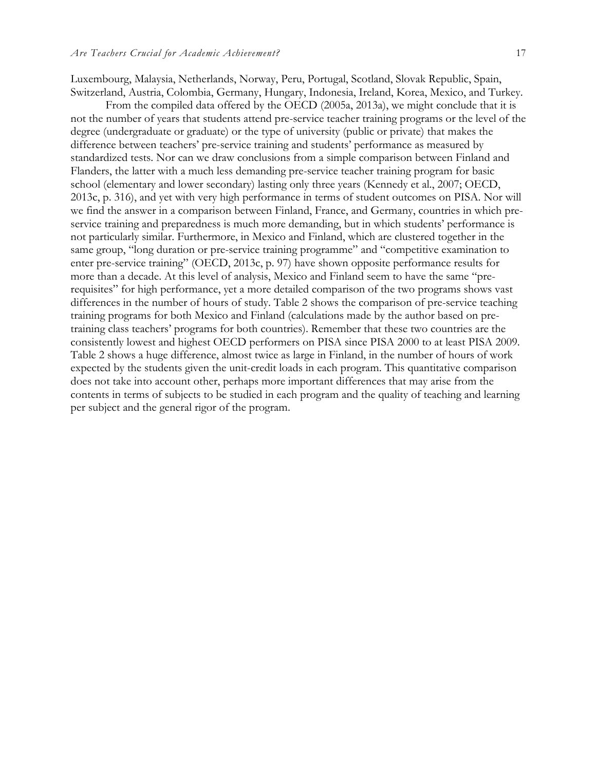Luxembourg, Malaysia, Netherlands, Norway, Peru, Portugal, Scotland, Slovak Republic, Spain, Switzerland, Austria, Colombia, Germany, Hungary, Indonesia, Ireland, Korea, Mexico, and Turkey.

From the compiled data offered by the OECD (2005a, 2013a), we might conclude that it is not the number of years that students attend pre-service teacher training programs or the level of the degree (undergraduate or graduate) or the type of university (public or private) that makes the difference between teachers' pre-service training and students' performance as measured by standardized tests. Nor can we draw conclusions from a simple comparison between Finland and Flanders, the latter with a much less demanding pre-service teacher training program for basic school (elementary and lower secondary) lasting only three years (Kennedy et al., 2007; OECD, 2013c, p. 316), and yet with very high performance in terms of student outcomes on PISA. Nor will we find the answer in a comparison between Finland, France, and Germany, countries in which pre-service training and preparedness is much more demanding, but in which students' performance is not particularly similar. Furthermore, in Mexico and Finland, which are clustered together in the same group, "long duration or pre-service training programme" and "competitive examination to enter pre-service training" (OECD, 2013c, p. 97) have shown opposite performance results for more than a decade. At this level of analysis, Mexico and Finland seem to have the same "pre-requisites" for high performance, yet a more detailed comparison of the two programs shows vast differences in the number of hours of study. Table 2 shows the comparison of pre-service teaching training programs for both Mexico and Finland (calculations made by the author based on pre-training class teachers' programs for both countries). Remember that these two countries are the consistently lowest and highest OECD performers on PISA since PISA 2000 to at least PISA 2009. Table 2 shows a huge difference, almost twice as large in Finland, in the number of hours of work expected by the students given the unit-credit loads in each program. This quantitative comparison does not take into account other, perhaps more important differences that may arise from the contents in terms of subjects to be studied in each program and the quality of teaching and learning per subject and the general rigor of the program.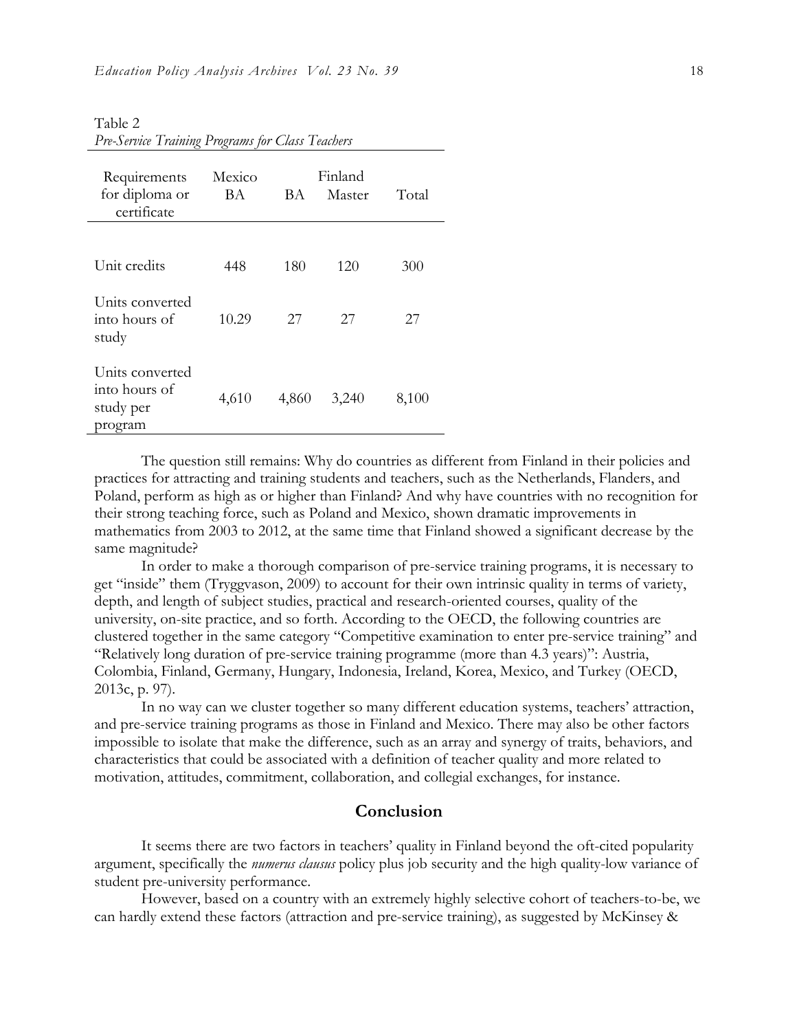Table 2
*Pre-Service Training Programs for Class Teachers*

| Requirements for diploma or certificate | Mexico | Finland | | |
|---|---|---|---|---|
| | BA | BA | Master | Total |
| Unit credits | 448 | 180 | 120 | 300 |
| Units converted into hours of study | 10.29 | 27 | 27 | 27 |
| Units converted into hours of study per program | 4,610 | 4,860 | 3,240 | 8,100 |

The question still remains: Why do countries as different from Finland in their policies and practices for attracting and training students and teachers, such as the Netherlands, Flanders, and Poland, perform as high as or higher than Finland? And why have countries with no recognition for their strong teaching force, such as Poland and Mexico, shown dramatic improvements in mathematics from 2003 to 2012, at the same time that Finland showed a significant decrease by the same magnitude?

In order to make a thorough comparison of pre-service training programs, it is necessary to get "inside" them (Tryggvason, 2009) to account for their own intrinsic quality in terms of variety, depth, and length of subject studies, practical and research-oriented courses, quality of the university, on-site practice, and so forth. According to the OECD, the following countries are clustered together in the same category "Competitive examination to enter pre-service training" and "Relatively long duration of pre-service training programme (more than 4.3 years)": Austria, Colombia, Finland, Germany, Hungary, Indonesia, Ireland, Korea, Mexico, and Turkey (OECD, 2013c, p. 97).

In no way can we cluster together so many different education systems, teachers' attraction, and pre-service training programs as those in Finland and Mexico. There may also be other factors impossible to isolate that make the difference, such as an array and synergy of traits, behaviors, and characteristics that could be associated with a definition of teacher quality and more related to motivation, attitudes, commitment, collaboration, and collegial exchanges, for instance.

## Conclusion

It seems there are two factors in teachers' quality in Finland beyond the oft-cited popularity argument, specifically the *numerus clausus* policy plus job security and the high quality-low variance of student pre-university performance.

However, based on a country with an extremely highly selective cohort of teachers-to-be, we can hardly extend these factors (attraction and pre-service training), as suggested by McKinsey &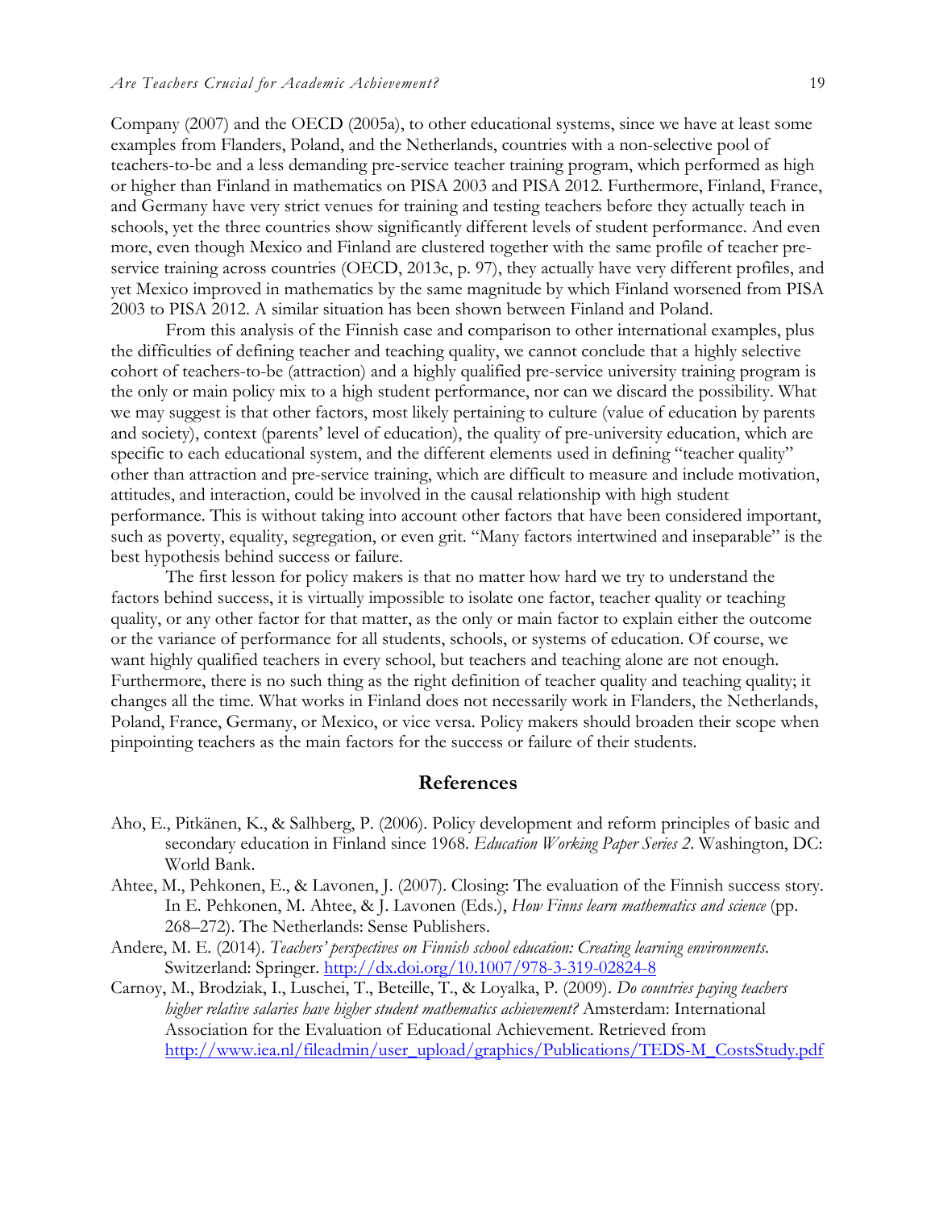Company (2007) and the OECD (2005a), to other educational systems, since we have at least some examples from Flanders, Poland, and the Netherlands, countries with a non-selective pool of teachers-to-be and a less demanding pre-service teacher training program, which performed as high or higher than Finland in mathematics on PISA 2003 and PISA 2012. Furthermore, Finland, France, and Germany have very strict venues for training and testing teachers before they actually teach in schools, yet the three countries show significantly different levels of student performance. And even more, even though Mexico and Finland are clustered together with the same profile of teacher pre-service training across countries (OECD, 2013c, p. 97), they actually have very different profiles, and yet Mexico improved in mathematics by the same magnitude by which Finland worsened from PISA 2003 to PISA 2012. A similar situation has been shown between Finland and Poland.

From this analysis of the Finnish case and comparison to other international examples, plus the difficulties of defining teacher and teaching quality, we cannot conclude that a highly selective cohort of teachers-to-be (attraction) and a highly qualified pre-service university training program is the only or main policy mix to a high student performance, nor can we discard the possibility. What we may suggest is that other factors, most likely pertaining to culture (value of education by parents and society), context (parents' level of education), the quality of pre-university education, which are specific to each educational system, and the different elements used in defining "teacher quality" other than attraction and pre-service training, which are difficult to measure and include motivation, attitudes, and interaction, could be involved in the causal relationship with high student performance. This is without taking into account other factors that have been considered important, such as poverty, equality, segregation, or even grit. "Many factors intertwined and inseparable" is the best hypothesis behind success or failure.

The first lesson for policy makers is that no matter how hard we try to understand the factors behind success, it is virtually impossible to isolate one factor, teacher quality or teaching quality, or any other factor for that matter, as the only or main factor to explain either the outcome or the variance of performance for all students, schools, or systems of education. Of course, we want highly qualified teachers in every school, but teachers and teaching alone are not enough. Furthermore, there is no such thing as the right definition of teacher quality and teaching quality; it changes all the time. What works in Finland does not necessarily work in Flanders, the Netherlands, Poland, France, Germany, or Mexico, or vice versa. Policy makers should broaden their scope when pinpointing teachers as the main factors for the success or failure of their students.

## References

Aho, E., Pitkänen, K., & Salhberg, P. (2006). Policy development and reform principles of basic and secondary education in Finland since 1968. *Education Working Paper Series 2*. Washington, DC: World Bank.

Ahtee, M., Pehkonen, E., & Lavonen, J. (2007). Closing: The evaluation of the Finnish success story. In E. Pehkonen, M. Ahtee, & J. Lavonen (Eds.), *How Finns learn mathematics and science* (pp. 268–272). The Netherlands: Sense Publishers.

Andere, M. E. (2014). *Teachers' perspectives on Finnish school education: Creating learning environments.* Switzerland: Springer. http://dx.doi.org/10.1007/978-3-319-02824-8

Carnoy, M., Brodziak, I., Luschei, T., Beteille, T., & Loyalka, P. (2009). *Do countries paying teachers higher relative salaries have higher student mathematics achievement?* Amsterdam: International Association for the Evaluation of Educational Achievement. Retrieved from http://www.iea.nl/fileadmin/user_upload/graphics/Publications/TEDS-M_CostsStudy.pdf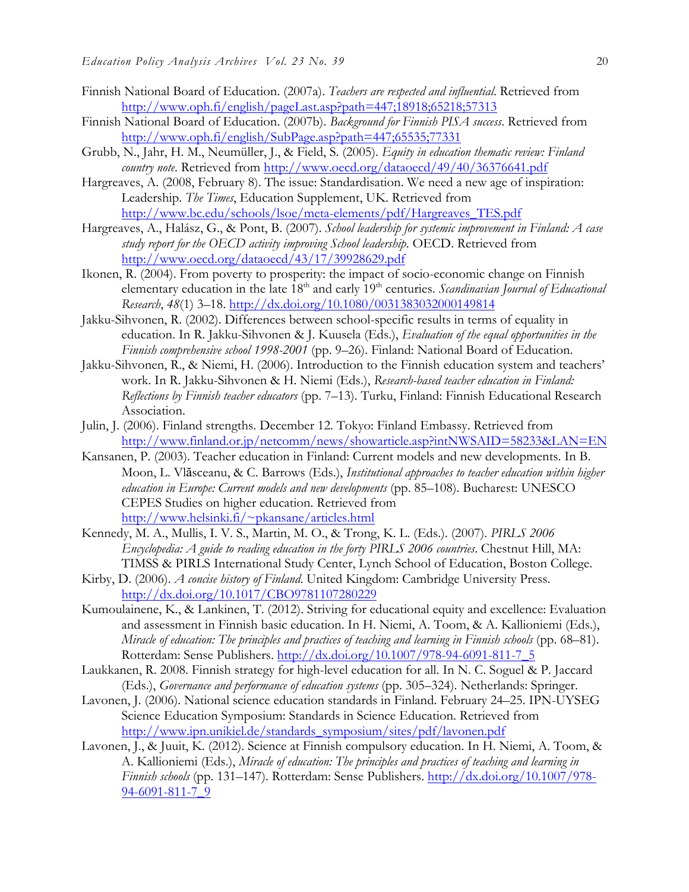Finnish National Board of Education. (2007a). *Teachers are respected and influential*. Retrieved from http://www.oph.fi/english/pageLast.asp?path=447;18918;65218;57313

Finnish National Board of Education. (2007b). *Background for Finnish PISA success*. Retrieved from http://www.oph.fi/english/SubPage.asp?path=447;65535;77331

Grubb, N., Jahr, H. M., Neumüller, J., & Field, S. (2005). *Equity in education thematic review: Finland country note*. Retrieved from http://www.oecd.org/dataoecd/49/40/36376641.pdf

Hargreaves, A. (2008, February 8). The issue: Standardisation. We need a new age of inspiration: Leadership. *The Times*, Education Supplement, UK. Retrieved from http://www.bc.edu/schools/lsoe/meta-elements/pdf/Hargreaves_TES.pdf

Hargreaves, A., Halász, G., & Pont, B. (2007). *School leadership for systemic improvement in Finland: A case study report for the OECD activity improving School leadership*. OECD. Retrieved from http://www.oecd.org/dataoecd/43/17/39928629.pdf

Ikonen, R. (2004). From poverty to prosperity: the impact of socio-economic change on Finnish elementary education in the late 18th and early 19th centuries. *Scandinavian Journal of Educational Research*, *48*(1) 3–18. http://dx.doi.org/10.1080/0031383032000149814

Jakku-Sihvonen, R. (2002). Differences between school-specific results in terms of equality in education. In R. Jakku-Sihvonen & J. Kuusela (Eds.), *Evaluation of the equal opportunities in the Finnish comprehensive school 1998-2001* (pp. 9–26). Finland: National Board of Education.

Jakku-Sihvonen, R., & Niemi, H. (2006). Introduction to the Finnish education system and teachers' work. In R. Jakku-Sihvonen & H. Niemi (Eds.), *Research-based teacher education in Finland: Reflections by Finnish teacher educators* (pp. 7–13). Turku, Finland: Finnish Educational Research Association.

Julin, J. (2006). Finland strengths. December 12. Tokyo: Finland Embassy. Retrieved from http://www.finland.or.jp/netcomm/news/showarticle.asp?intNWSAID=58233&LAN=EN

Kansanen, P. (2003). Teacher education in Finland: Current models and new developments. In B. Moon, L. Vlăsceanu, & C. Barrows (Eds.), *Institutional approaches to teacher education within higher education in Europe: Current models and new developments* (pp. 85–108). Bucharest: UNESCO CEPES Studies on higher education. Retrieved from http://www.helsinki.fi/~pkansane/articles.html

Kennedy, M. A., Mullis, I. V. S., Martin, M. O., & Trong, K. L. (Eds.). (2007). *PIRLS 2006 Encyclopedia: A guide to reading education in the forty PIRLS 2006 countries*. Chestnut Hill, MA: TIMSS & PIRLS International Study Center, Lynch School of Education, Boston College.

Kirby, D. (2006). *A concise history of Finland*. United Kingdom: Cambridge University Press. http://dx.doi.org/10.1017/CBO9781107280229

Kumoulainene, K., & Lankinen, T. (2012). Striving for educational equity and excellence: Evaluation and assessment in Finnish basic education. In H. Niemi, A. Toom, & A. Kallioniemi (Eds.), *Miracle of education: The principles and practices of teaching and learning in Finnish schools* (pp. 68–81). Rotterdam: Sense Publishers. http://dx.doi.org/10.1007/978-94-6091-811-7_5

Laukkanen, R. 2008. Finnish strategy for high-level education for all. In N. C. Soguel & P. Jaccard (Eds.), *Governance and performance of education systems* (pp. 305–324). Netherlands: Springer.

Lavonen, J. (2006). National science education standards in Finland. February 24–25. IPN-UYSEG Science Education Symposium: Standards in Science Education. Retrieved from http://www.ipn.unikiel.de/standards_symposium/sites/pdf/lavonen.pdf

Lavonen, J., & Juuit, K. (2012). Science at Finnish compulsory education. In H. Niemi, A. Toom, & A. Kallioniemi (Eds.), *Miracle of education: The principles and practices of teaching and learning in Finnish schools* (pp. 131–147). Rotterdam: Sense Publishers. http://dx.doi.org/10.1007/978-94-6091-811-7_9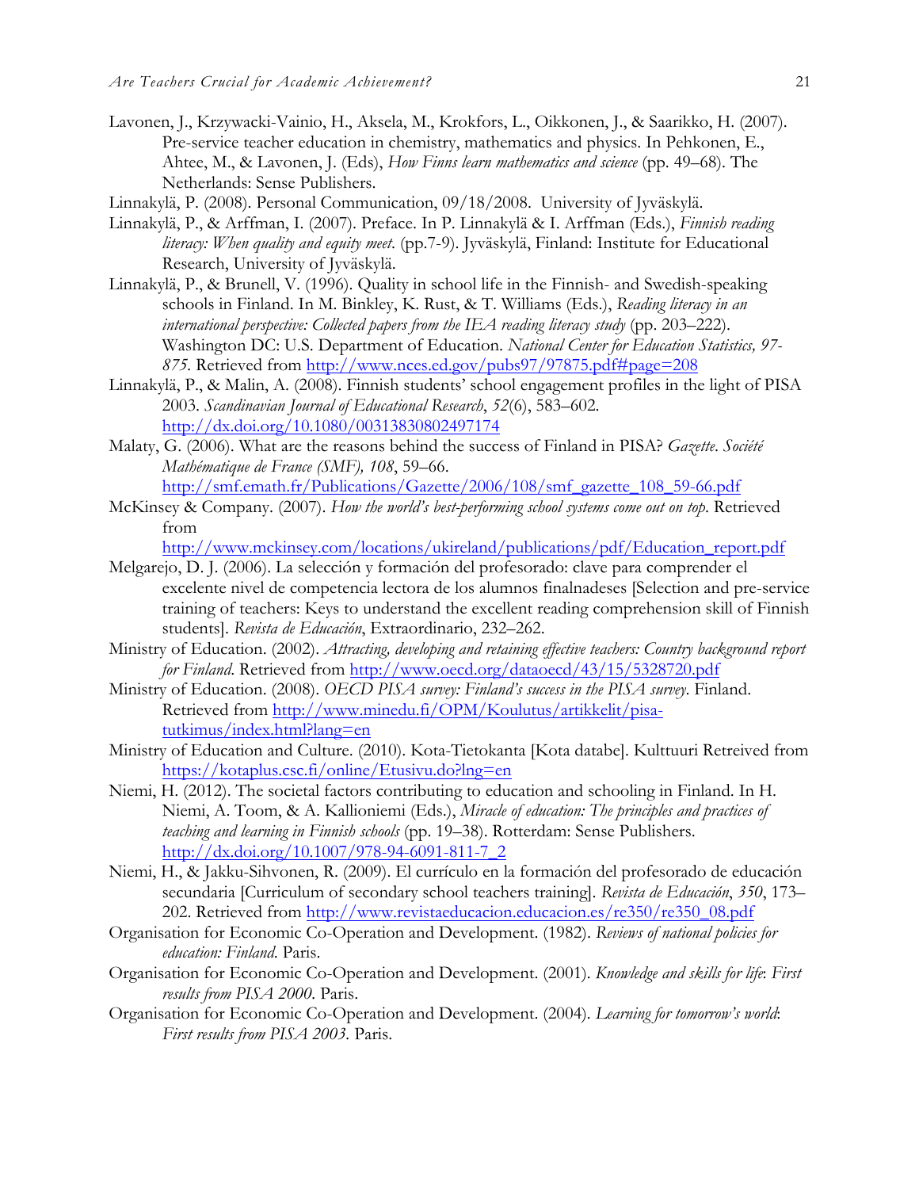Lavonen, J., Krzywacki-Vainio, H., Aksela, M., Krokfors, L., Oikkonen, J., & Saarikko, H. (2007). Pre-service teacher education in chemistry, mathematics and physics. In Pehkonen, E., Ahtee, M., & Lavonen, J. (Eds), *How Finns learn mathematics and science* (pp. 49–68). The Netherlands: Sense Publishers.

Linnakylä, P. (2008). Personal Communication, 09/18/2008. University of Jyväskylä.

Linnakylä, P., & Arffman, I. (2007). Preface. In P. Linnakylä & I. Arffman (Eds.), *Finnish reading literacy: When quality and equity meet*. (pp.7-9). Jyväskylä, Finland: Institute for Educational Research, University of Jyväskylä.

Linnakylä, P., & Brunell, V. (1996). Quality in school life in the Finnish- and Swedish-speaking schools in Finland. In M. Binkley, K. Rust, & T. Williams (Eds.), *Reading literacy in an international perspective: Collected papers from the IEA reading literacy study* (pp. 203–222). Washington DC: U.S. Department of Education. *National Center for Education Statistics, 97-875.* Retrieved from http://www.nces.ed.gov/pubs97/97875.pdf#page=208

Linnakylä, P., & Malin, A. (2008). Finnish students' school engagement profiles in the light of PISA 2003. *Scandinavian Journal of Educational Research*, *52*(6), 583–602. http://dx.doi.org/10.1080/00313830802497174

Malaty, G. (2006). What are the reasons behind the success of Finland in PISA? *Gazette. Société Mathématique de France (SMF), 108*, 59–66. http://smf.emath.fr/Publications/Gazette/2006/108/smf_gazette_108_59-66.pdf

McKinsey & Company. (2007). *How the world's best-performing school systems come out on top*. Retrieved from http://www.mckinsey.com/locations/ukireland/publications/pdf/Education_report.pdf

Melgarejo, D. J. (2006). La selección y formación del profesorado: clave para comprender el excelente nivel de competencia lectora de los alumnos finalnadeses [Selection and pre-service training of teachers: Keys to understand the excellent reading comprehension skill of Finnish students]. *Revista de Educación*, Extraordinario, 232–262.

Ministry of Education. (2002). *Attracting, developing and retaining effective teachers: Country background report for Finland*. Retrieved from http://www.oecd.org/dataoecd/43/15/5328720.pdf

Ministry of Education. (2008). *OECD PISA survey: Finland's success in the PISA survey*. Finland. Retrieved from http://www.minedu.fi/OPM/Koulutus/artikkelit/pisa-tutkimus/index.html?lang=en

Ministry of Education and Culture. (2010). Kota-Tietokanta [Kota databe]. Kulttuuri Retreived from https://kotaplus.csc.fi/online/Etusivu.do?lng=en

Niemi, H. (2012). The societal factors contributing to education and schooling in Finland. In H. Niemi, A. Toom, & A. Kallioniemi (Eds.), *Miracle of education: The principles and practices of teaching and learning in Finnish schools* (pp. 19–38). Rotterdam: Sense Publishers. http://dx.doi.org/10.1007/978-94-6091-811-7_2

Niemi, H., & Jakku-Sihvonen, R. (2009). El currículo en la formación del profesorado de educación secundaria [Curriculum of secondary school teachers training]. *Revista de Educación*, *350*, 173–202. Retrieved from http://www.revistaeducacion.educacion.es/re350/re350_08.pdf

Organisation for Economic Co-Operation and Development. (1982). *Reviews of national policies for education: Finland.* Paris.

Organisation for Economic Co-Operation and Development. (2001). *Knowledge and skills for life*: *First results from PISA 2000.* Paris.

Organisation for Economic Co-Operation and Development. (2004). *Learning for tomorrow's world*: *First results from PISA 2003.* Paris.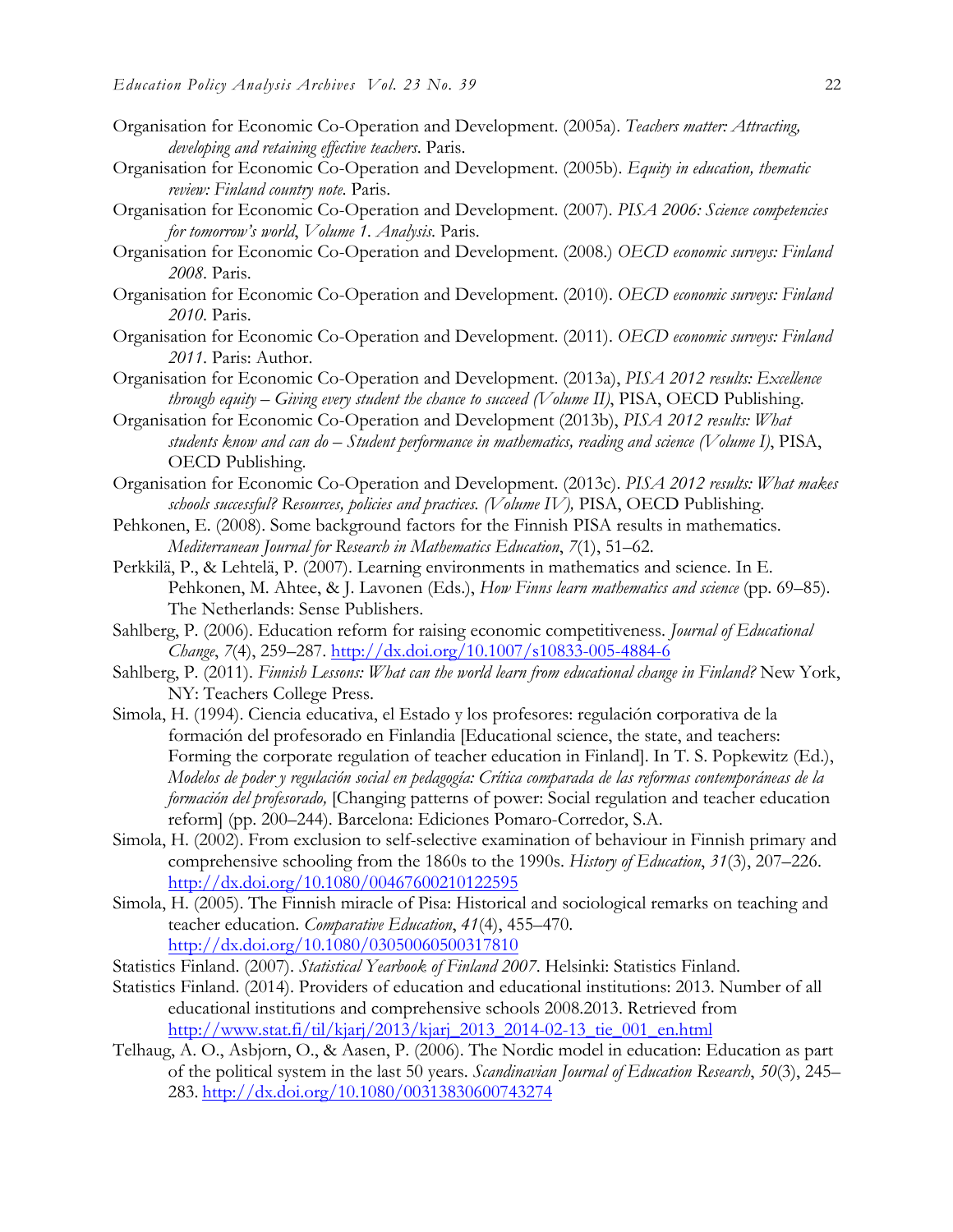Organisation for Economic Co-Operation and Development. (2005a). *Teachers matter: Attracting, developing and retaining effective teachers*. Paris.

Organisation for Economic Co-Operation and Development. (2005b). *Equity in education, thematic review: Finland country note.* Paris.

Organisation for Economic Co-Operation and Development. (2007). *PISA 2006: Science competencies for tomorrow's world*, *Volume 1*. *Analysis*. Paris.

Organisation for Economic Co-Operation and Development. (2008.) *OECD economic surveys: Finland 2008*. Paris.

Organisation for Economic Co-Operation and Development. (2010). *OECD economic surveys: Finland 2010*. Paris.

Organisation for Economic Co-Operation and Development. (2011). *OECD economic surveys: Finland 2011*. Paris: Author.

Organisation for Economic Co-Operation and Development. (2013a), *PISA 2012 results: Excellence through equity – Giving every student the chance to succeed (Volume II)*, PISA, OECD Publishing.

Organisation for Economic Co-Operation and Development (2013b), *PISA 2012 results: What students know and can do – Student performance in mathematics, reading and science (Volume I)*, PISA, OECD Publishing.

Organisation for Economic Co-Operation and Development. (2013c). *PISA 2012 results: What makes schools successful? Resources, policies and practices. (Volume IV),* PISA, OECD Publishing.

Pehkonen, E. (2008). Some background factors for the Finnish PISA results in mathematics. *Mediterranean Journal for Research in Mathematics Education*, *7*(1), 51–62.

Perkkilä, P., & Lehtelä, P. (2007). Learning environments in mathematics and science. In E. Pehkonen, M. Ahtee, & J. Lavonen (Eds.), *How Finns learn mathematics and science* (pp. 69–85). The Netherlands: Sense Publishers.

Sahlberg, P. (2006). Education reform for raising economic competitiveness. *Journal of Educational Change*, *7*(4), 259–287. http://dx.doi.org/10.1007/s10833-005-4884-6

Sahlberg, P. (2011). *Finnish Lessons: What can the world learn from educational change in Finland?* New York, NY: Teachers College Press.

Simola, H. (1994). Ciencia educativa, el Estado y los profesores: regulación corporativa de la formación del profesorado en Finlandia [Educational science, the state, and teachers: Forming the corporate regulation of teacher education in Finland]. In T. S. Popkewitz (Ed.), *Modelos de poder y regulación social en pedagogía: Crítica comparada de las reformas contemporáneas de la formación del profesorado,* [Changing patterns of power: Social regulation and teacher education reform] (pp. 200–244). Barcelona: Ediciones Pomaro-Corredor, S.A.

Simola, H. (2002). From exclusion to self-selective examination of behaviour in Finnish primary and comprehensive schooling from the 1860s to the 1990s. *History of Education*, *31*(3), 207–226. http://dx.doi.org/10.1080/00467600210122595

Simola, H. (2005). The Finnish miracle of Pisa: Historical and sociological remarks on teaching and teacher education. *Comparative Education*, *41*(4), 455–470. http://dx.doi.org/10.1080/03050060500317810

Statistics Finland. (2007). *Statistical Yearbook of Finland 2007*. Helsinki: Statistics Finland.

Statistics Finland. (2014). Providers of education and educational institutions: 2013. Number of all educational institutions and comprehensive schools 2008.2013. Retrieved from http://www.stat.fi/til/kjarj/2013/kjarj_2013_2014-02-13_tie_001_en.html

Telhaug, A. O., Asbjorn, O., & Aasen, P. (2006). The Nordic model in education: Education as part of the political system in the last 50 years. *Scandinavian Journal of Education Research*, *50*(3), 245–283. http://dx.doi.org/10.1080/00313830600743274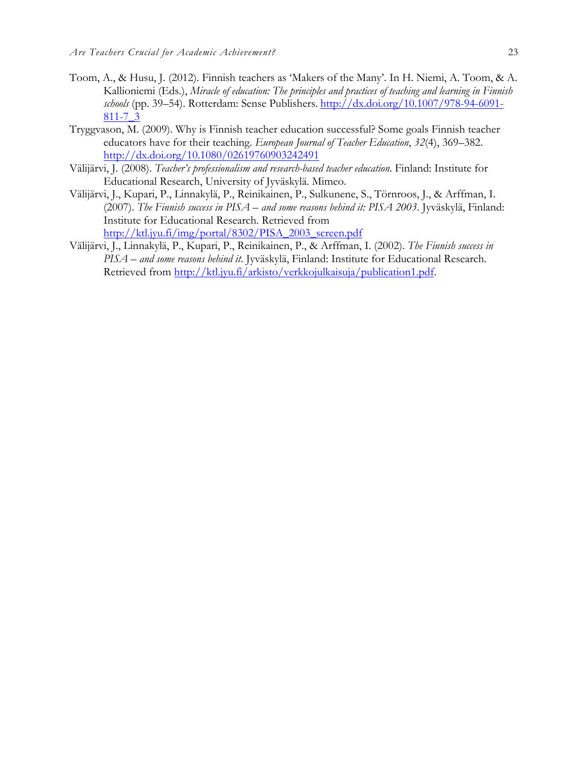Toom, A., & Husu, J. (2012). Finnish teachers as 'Makers of the Many'. In H. Niemi, A. Toom, & A. Kallioniemi (Eds.), *Miracle of education: The principles and practices of teaching and learning in Finnish schools* (pp. 39–54). Rotterdam: Sense Publishers. http://dx.doi.org/10.1007/978-94-6091-811-7_3

Tryggvason, M. (2009). Why is Finnish teacher education successful? Some goals Finnish teacher educators have for their teaching. *European Journal of Teacher Education*, *32*(4), 369–382. http://dx.doi.org/10.1080/02619760903242491

Välijärvi, J. (2008). *Teacher's professionalism and research-based teacher education.* Finland: Institute for Educational Research, University of Jyväskylä. Mimeo.

Välijärvi, J., Kupari, P., Linnakylä, P., Reinikainen, P., Sulkunene, S., Törnroos, J., & Arffman, I. (2007). *The Finnish success in PISA – and some reasons behind it: PISA 2003*. Jyväskylä, Finland: Institute for Educational Research. Retrieved from http://ktl.jyu.fi/img/portal/8302/PISA_2003_screen.pdf

Välijärvi, J., Linnakylä, P., Kupari, P., Reinikainen, P., & Arffman, I. (2002). *The Finnish success in PISA – and some reasons behind it*. Jyväskylä, Finland: Institute for Educational Research. Retrieved from http://ktl.jyu.fi/arkisto/verkkojulkaisuja/publication1.pdf.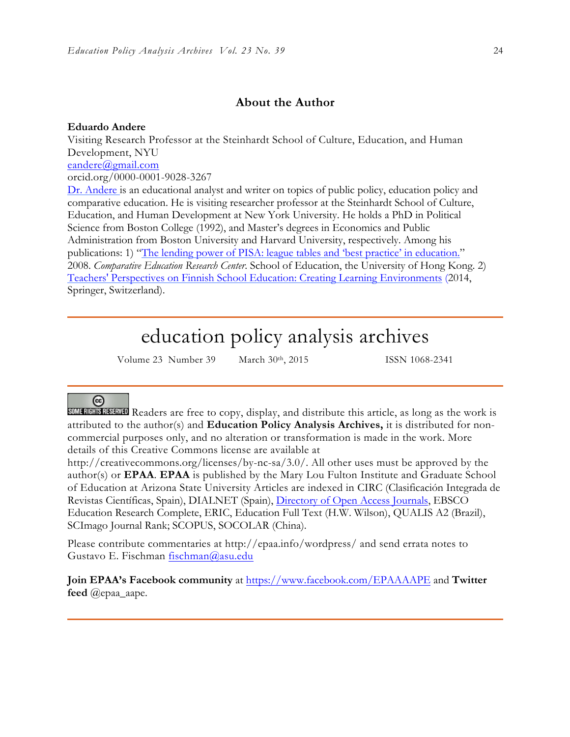## About the Author

**Eduardo Andere**
Visiting Research Professor at the Steinhardt School of Culture, Education, and Human Development, NYU
eandere@gmail.com
orcid.org/0000-0001-9028-3267
Dr. Andere is an educational analyst and writer on topics of public policy, education policy and comparative education. He is visiting researcher professor at the Steinhardt School of Culture, Education, and Human Development at New York University. He holds a PhD in Political Science from Boston College (1992), and Master's degrees in Economics and Public Administration from Boston University and Harvard University, respectively. Among his publications: 1) "The lending power of PISA: league tables and 'best practice' in education." 2008. *Comparative Education Research Center*. School of Education, the University of Hong Kong. 2) Teachers' Perspectives on Finnish School Education: Creating Learning Environments (2014, Springer, Switzerland).

---

# education policy analysis archives

Volume 23 Number 39 March 30th, 2015 ISSN 1068-2341

---

Readers are free to copy, display, and distribute this article, as long as the work is attributed to the author(s) and **Education Policy Analysis Archives,** it is distributed for non-commercial purposes only, and no alteration or transformation is made in the work. More details of this Creative Commons license are available at http://creativecommons.org/licenses/by-nc-sa/3.0/. All other uses must be approved by the author(s) or **EPAA**. **EPAA** is published by the Mary Lou Fulton Institute and Graduate School of Education at Arizona State University Articles are indexed in CIRC (Clasificación Integrada de Revistas Científicas, Spain), DIALNET (Spain), Directory of Open Access Journals, EBSCO Education Research Complete, ERIC, Education Full Text (H.W. Wilson), QUALIS A2 (Brazil), SCImago Journal Rank; SCOPUS, SOCOLAR (China).

Please contribute commentaries at http://epaa.info/wordpress/ and send errata notes to Gustavo E. Fischman fischman@asu.edu

**Join EPAA's Facebook community** at https://www.facebook.com/EPAAAAPE and **Twitter feed** @epaa_aape.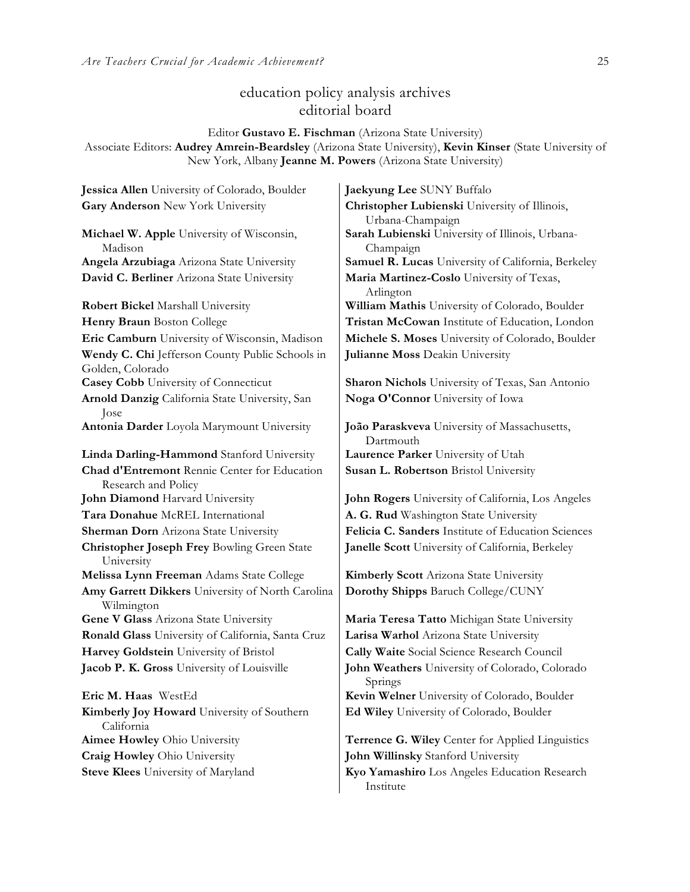## education policy analysis archives
## editorial board

Editor **Gustavo E. Fischman** (Arizona State University)
Associate Editors: **Audrey Amrein-Beardsley** (Arizona State University), **Kevin Kinser** (State University of New York, Albany **Jeanne M. Powers** (Arizona State University)

**Jessica Allen** University of Colorado, Boulder
**Gary Anderson** New York University
**Michael W. Apple** University of Wisconsin, Madison
**Angela Arzubiaga** Arizona State University
**David C. Berliner** Arizona State University
**Robert Bickel** Marshall University
**Henry Braun** Boston College
**Eric Camburn** University of Wisconsin, Madison
**Wendy C. Chi** Jefferson County Public Schools in Golden, Colorado
**Casey Cobb** University of Connecticut
**Arnold Danzig** California State University, San Jose
**Antonia Darder** Loyola Marymount University
**Linda Darling-Hammond** Stanford University
**Chad d'Entremont** Rennie Center for Education Research and Policy
**John Diamond** Harvard University
**Tara Donahue** McREL International
**Sherman Dorn** Arizona State University
**Christopher Joseph Frey** Bowling Green State University
**Melissa Lynn Freeman** Adams State College
**Amy Garrett Dikkers** University of North Carolina Wilmington
**Gene V Glass** Arizona State University
**Ronald Glass** University of California, Santa Cruz
**Harvey Goldstein** University of Bristol
**Jacob P. K. Gross** University of Louisville
**Eric M. Haas** WestEd
**Kimberly Joy Howard** University of Southern California
**Aimee Howley** Ohio University
**Craig Howley** Ohio University
**Steve Klees** University of Maryland
**Jaekyung Lee** SUNY Buffalo
**Christopher Lubienski** University of Illinois, Urbana-Champaign
**Sarah Lubienski** University of Illinois, Urbana-Champaign
**Samuel R. Lucas** University of California, Berkeley
**Maria Martinez-Coslo** University of Texas, Arlington
**William Mathis** University of Colorado, Boulder
**Tristan McCowan** Institute of Education, London
**Michele S. Moses** University of Colorado, Boulder
**Julianne Moss** Deakin University
**Sharon Nichols** University of Texas, San Antonio
**Noga O'Connor** University of Iowa
**João Paraskveva** University of Massachusetts, Dartmouth
**Laurence Parker** University of Utah
**Susan L. Robertson** Bristol University
**John Rogers** University of California, Los Angeles
**A. G. Rud** Washington State University
**Felicia C. Sanders** Institute of Education Sciences
**Janelle Scott** University of California, Berkeley
**Kimberly Scott** Arizona State University
**Dorothy Shipps** Baruch College/CUNY
**Maria Teresa Tatto** Michigan State University
**Larisa Warhol** Arizona State University
**Cally Waite** Social Science Research Council
**John Weathers** University of Colorado, Colorado Springs
**Kevin Welner** University of Colorado, Boulder
**Ed Wiley** University of Colorado, Boulder
**Terrence G. Wiley** Center for Applied Linguistics
**John Willinsky** Stanford University
**Kyo Yamashiro** Los Angeles Education Research Institute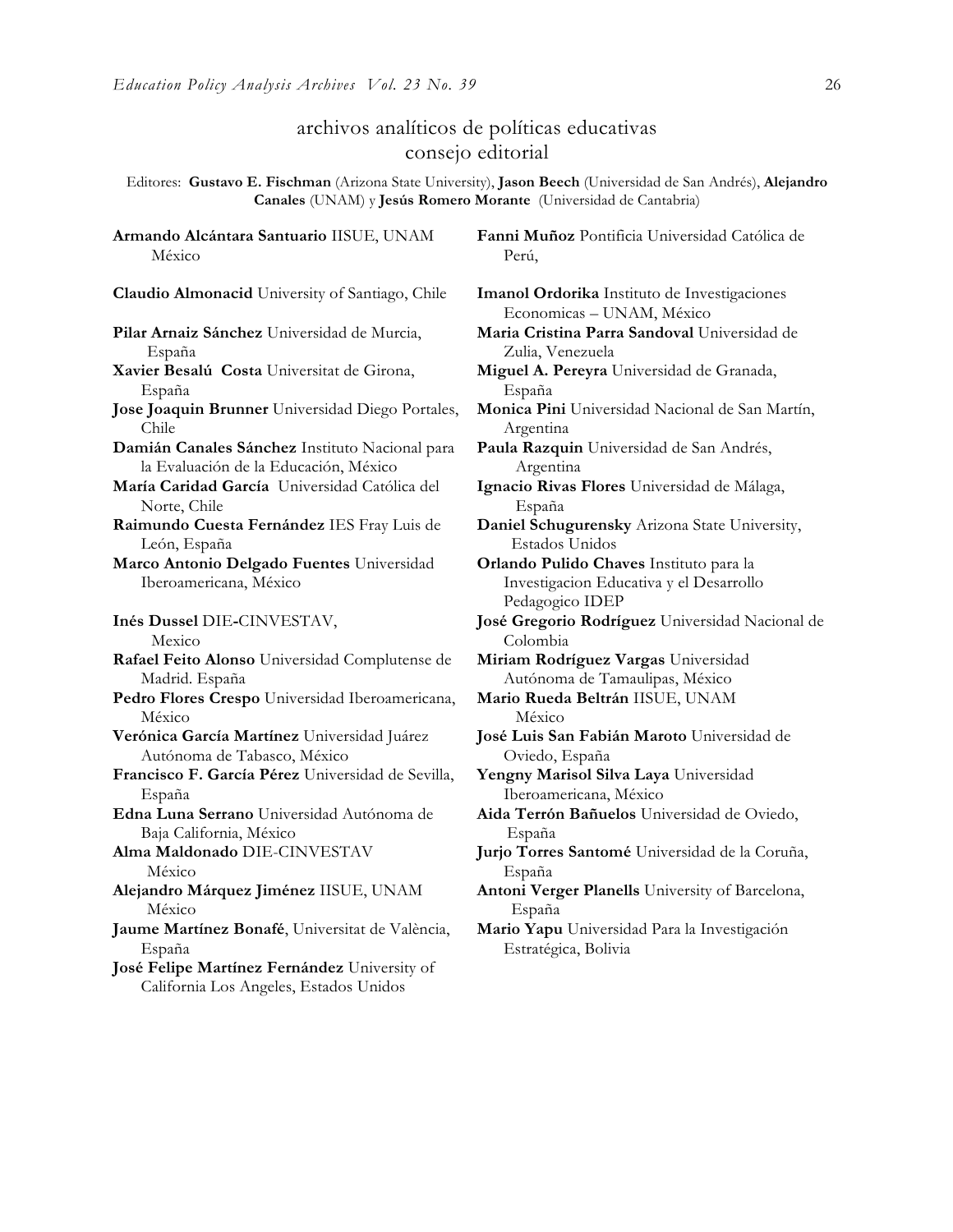# archivos analíticos de políticas educativas
## consejo editorial

Editores: **Gustavo E. Fischman** (Arizona State University), **Jason Beech** (Universidad de San Andrés), **Alejandro Canales** (UNAM) y **Jesús Romero Morante** (Universidad de Cantabria)

**Armando Alcántara Santuario** IISUE, UNAM México

**Claudio Almonacid** University of Santiago, Chile

**Pilar Arnaiz Sánchez** Universidad de Murcia, España

**Xavier Besalú Costa** Universitat de Girona, España

**Jose Joaquin Brunner** Universidad Diego Portales, Chile

**Damián Canales Sánchez** Instituto Nacional para la Evaluación de la Educación, México

**María Caridad García** Universidad Católica del Norte, Chile

**Raimundo Cuesta Fernández** IES Fray Luis de León, España

**Marco Antonio Delgado Fuentes** Universidad Iberoamericana, México

**Inés Dussel** DIE-CINVESTAV, Mexico

**Rafael Feito Alonso** Universidad Complutense de Madrid. España

**Pedro Flores Crespo** Universidad Iberoamericana, México

**Verónica García Martínez** Universidad Juárez Autónoma de Tabasco, México

**Francisco F. García Pérez** Universidad de Sevilla, España

**Edna Luna Serrano** Universidad Autónoma de Baja California, México

**Alma Maldonado** DIE-CINVESTAV México

**Alejandro Márquez Jiménez** IISUE, UNAM México

**Jaume Martínez Bonafé**, Universitat de València, España

**José Felipe Martínez Fernández** University of California Los Angeles, Estados Unidos

**Fanni Muñoz** Pontificia Universidad Católica de Perú,

**Imanol Ordorika** Instituto de Investigaciones Economicas – UNAM, México

**Maria Cristina Parra Sandoval** Universidad de Zulia, Venezuela

**Miguel A. Pereyra** Universidad de Granada, España

**Monica Pini** Universidad Nacional de San Martín, Argentina

**Paula Razquin** Universidad de San Andrés, Argentina

**Ignacio Rivas Flores** Universidad de Málaga, España

**Daniel Schugurensky** Arizona State University, Estados Unidos

**Orlando Pulido Chaves** Instituto para la Investigacion Educativa y el Desarrollo Pedagogico IDEP

**José Gregorio Rodríguez** Universidad Nacional de Colombia

**Miriam Rodríguez Vargas** Universidad Autónoma de Tamaulipas, México

**Mario Rueda Beltrán** IISUE, UNAM México

**José Luis San Fabián Maroto** Universidad de Oviedo, España

**Yengny Marisol Silva Laya** Universidad Iberoamericana, México

**Aida Terrón Bañuelos** Universidad de Oviedo, España

**Jurjo Torres Santomé** Universidad de la Coruña, España

**Antoni Verger Planells** University of Barcelona, España

**Mario Yapu** Universidad Para la Investigación Estratégica, Bolivia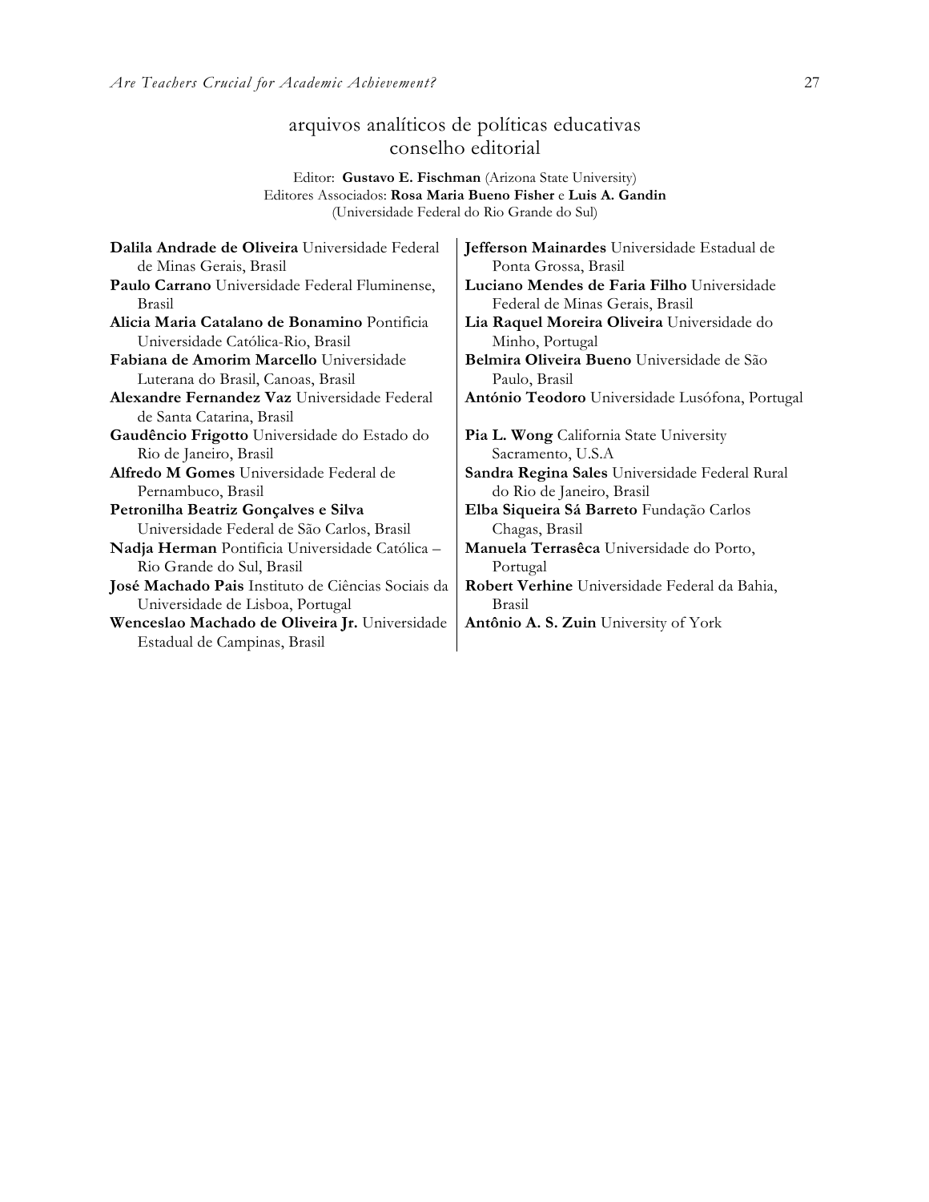# arquivos analíticos de políticas educativas
## conselho editorial

Editor: **Gustavo E. Fischman** (Arizona State University)
Editores Associados: **Rosa Maria Bueno Fisher** e **Luis A. Gandin**
(Universidade Federal do Rio Grande do Sul)

**Dalila Andrade de Oliveira** Universidade Federal de Minas Gerais, Brasil

**Paulo Carrano** Universidade Federal Fluminense, Brasil

**Alicia Maria Catalano de Bonamino** Pontificia Universidade Católica-Rio, Brasil

**Fabiana de Amorim Marcello** Universidade Luterana do Brasil, Canoas, Brasil

**Alexandre Fernandez Vaz** Universidade Federal de Santa Catarina, Brasil

**Gaudêncio Frigotto** Universidade do Estado do Rio de Janeiro, Brasil

**Alfredo M Gomes** Universidade Federal de Pernambuco, Brasil

**Petronilha Beatriz Gonçalves e Silva** Universidade Federal de São Carlos, Brasil

**Nadja Herman** Pontificia Universidade Católica – Rio Grande do Sul, Brasil

**José Machado Pais** Instituto de Ciências Sociais da Universidade de Lisboa, Portugal

**Wenceslao Machado de Oliveira Jr.** Universidade Estadual de Campinas, Brasil

**Jefferson Mainardes** Universidade Estadual de Ponta Grossa, Brasil

**Luciano Mendes de Faria Filho** Universidade Federal de Minas Gerais, Brasil

**Lia Raquel Moreira Oliveira** Universidade do Minho, Portugal

**Belmira Oliveira Bueno** Universidade de São Paulo, Brasil

**António Teodoro** Universidade Lusófona, Portugal

**Pia L. Wong** California State University Sacramento, U.S.A

**Sandra Regina Sales** Universidade Federal Rural do Rio de Janeiro, Brasil

**Elba Siqueira Sá Barreto** Fundação Carlos Chagas, Brasil

**Manuela Terrasêca** Universidade do Porto, Portugal

**Robert Verhine** Universidade Federal da Bahia, Brasil

**Antônio A. S. Zuin** University of York